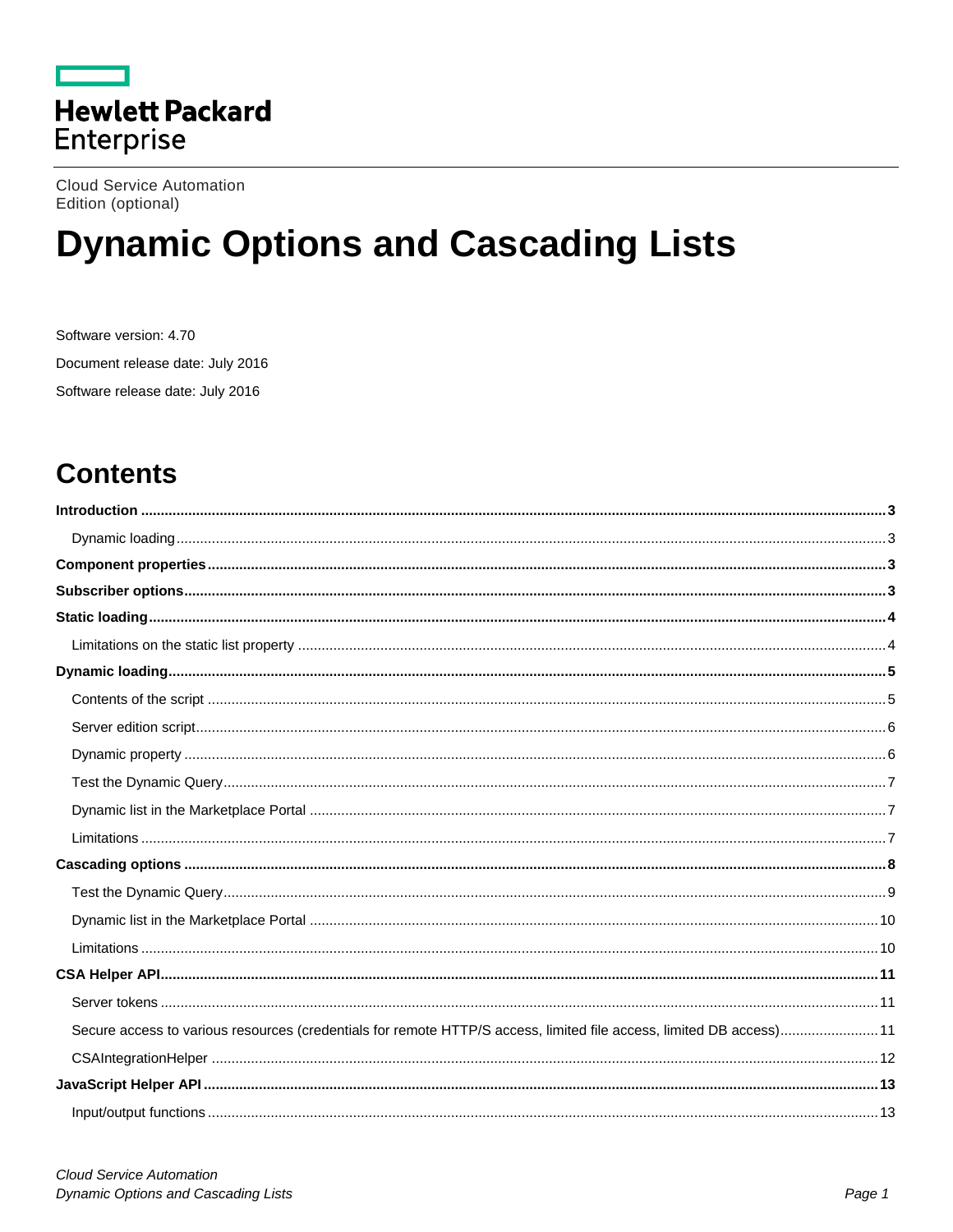Hewlett Packard Enterprise

Cloud Service Automation
Edition (optional)

# Dynamic Options and Cascading Lists

Software version: 4.70

Document release date: July 2016

Software release date: July 2016

## Contents

**Introduction** .......... 3

- Dynamic loading .......... 3

**Component properties** .......... 3

**Subscriber options** .......... 3

**Static loading** .......... 4

- Limitations on the static list property .......... 4

**Dynamic loading** .......... 5

- Contents of the script .......... 5
- Server edition script .......... 6
- Dynamic property .......... 6
- Test the Dynamic Query .......... 7
- Dynamic list in the Marketplace Portal .......... 7
- Limitations .......... 7

**Cascading options** .......... 8

- Test the Dynamic Query .......... 9
- Dynamic list in the Marketplace Portal .......... 10
- Limitations .......... 10

**CSA Helper API** .......... 11

- Server tokens .......... 11
- Secure access to various resources (credentials for remote HTTP/S access, limited file access, limited DB access) .......... 11
- CSAIntegrationHelper .......... 12

**JavaScript Helper API** .......... 13

- Input/output functions .......... 13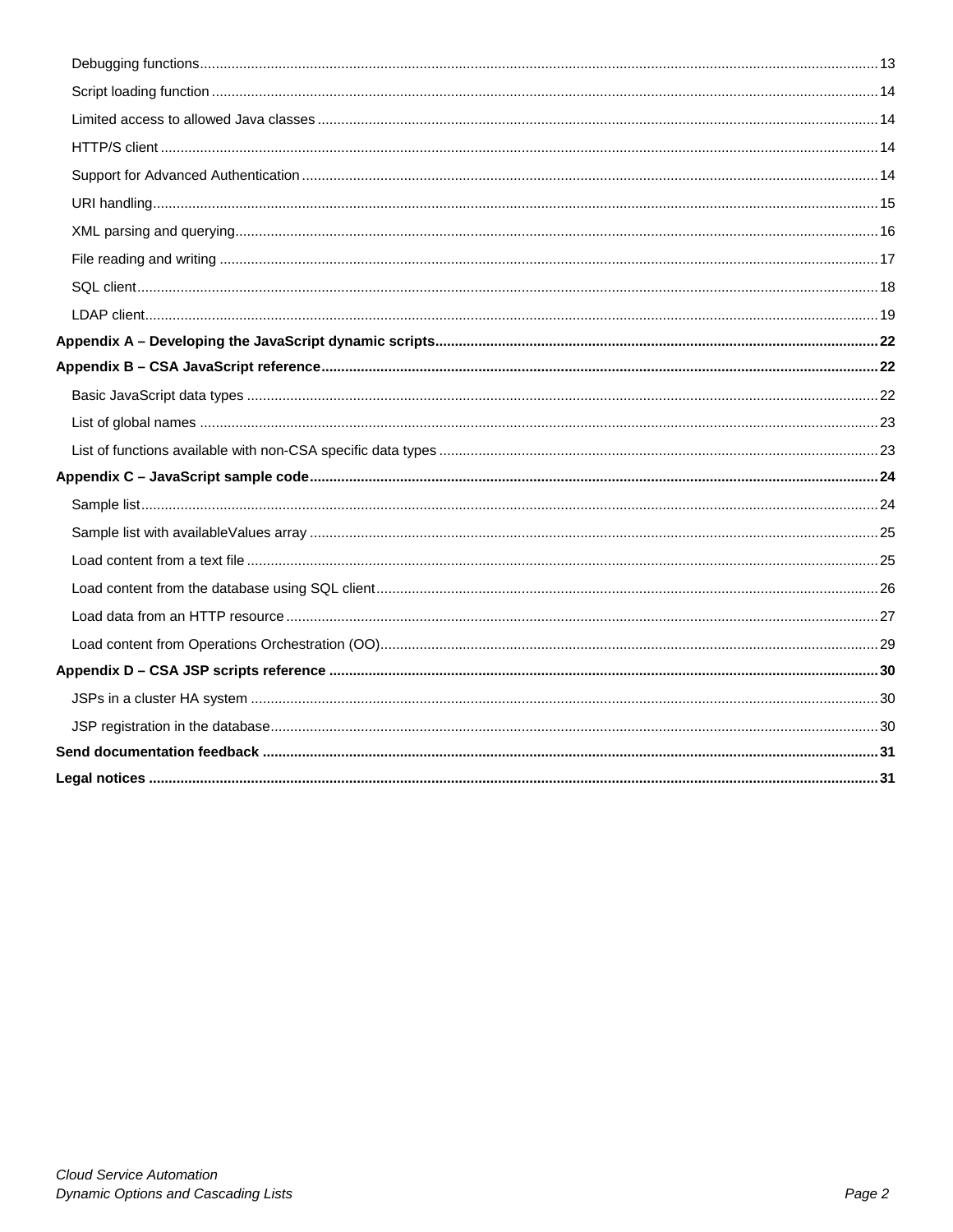Debugging functions ........ 13
Script loading function ........ 14
Limited access to allowed Java classes ........ 14
HTTP/S client ........ 14
Support for Advanced Authentication ........ 14
URI handling ........ 15
XML parsing and querying ........ 16
File reading and writing ........ 17
SQL client ........ 18
LDAP client ........ 19

**Appendix A – Developing the JavaScript dynamic scripts ........ 22**

**Appendix B – CSA JavaScript reference ........ 22**

Basic JavaScript data types ........ 22
List of global names ........ 23
List of functions available with non-CSA specific data types ........ 23

**Appendix C – JavaScript sample code ........ 24**

Sample list ........ 24
Sample list with availableValues array ........ 25
Load content from a text file ........ 25
Load content from the database using SQL client ........ 26
Load data from an HTTP resource ........ 27
Load content from Operations Orchestration (OO) ........ 29

**Appendix D – CSA JSP scripts reference ........ 30**

JSPs in a cluster HA system ........ 30
JSP registration in the database ........ 30

**Send documentation feedback ........ 31**

**Legal notices ........ 31**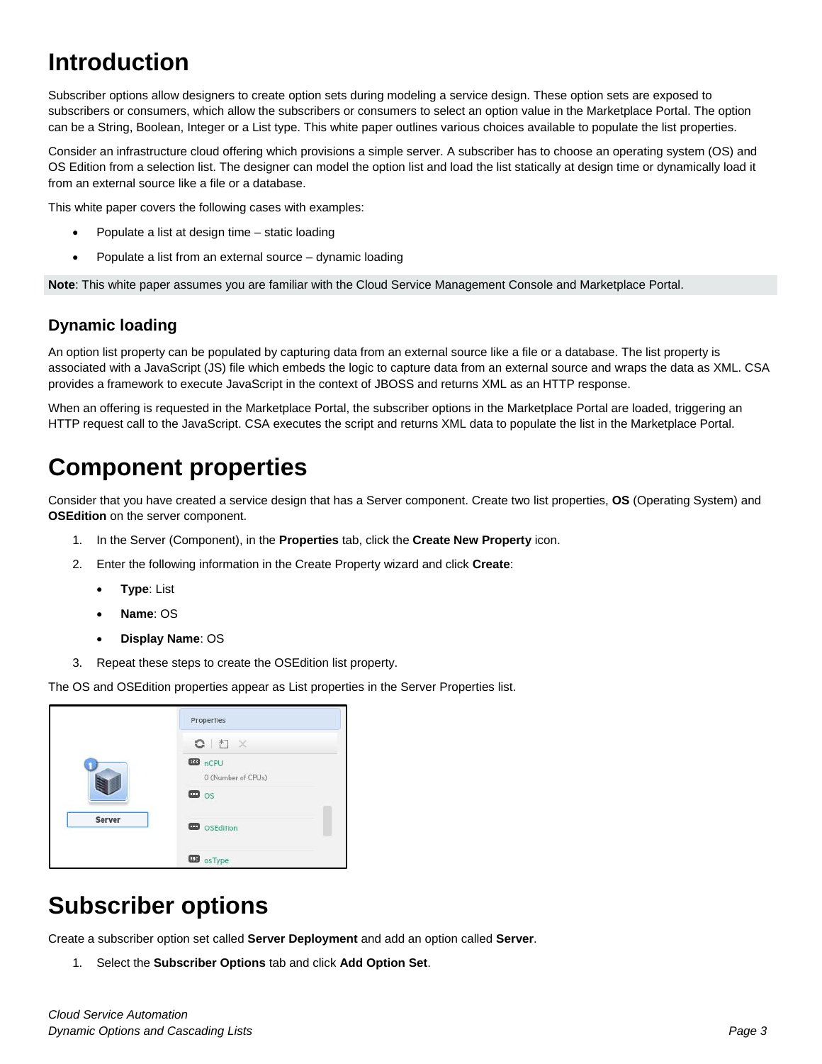# Introduction

Subscriber options allow designers to create option sets during modeling a service design. These option sets are exposed to subscribers or consumers, which allow the subscribers or consumers to select an option value in the Marketplace Portal. The option can be a String, Boolean, Integer or a List type. This white paper outlines various choices available to populate the list properties.

Consider an infrastructure cloud offering which provisions a simple server. A subscriber has to choose an operating system (OS) and OS Edition from a selection list. The designer can model the option list and load the list statically at design time or dynamically load it from an external source like a file or a database.

This white paper covers the following cases with examples:

- Populate a list at design time – static loading
- Populate a list from an external source – dynamic loading

**Note**: This white paper assumes you are familiar with the Cloud Service Management Console and Marketplace Portal.

### Dynamic loading

An option list property can be populated by capturing data from an external source like a file or a database. The list property is associated with a JavaScript (JS) file which embeds the logic to capture data from an external source and wraps the data as XML. CSA provides a framework to execute JavaScript in the context of JBOSS and returns XML as an HTTP response.

When an offering is requested in the Marketplace Portal, the subscriber options in the Marketplace Portal are loaded, triggering an HTTP request call to the JavaScript. CSA executes the script and returns XML data to populate the list in the Marketplace Portal.

# Component properties

Consider that you have created a service design that has a Server component. Create two list properties, **OS** (Operating System) and **OSEdition** on the server component.

1. In the Server (Component), in the **Properties** tab, click the **Create New Property** icon.
2. Enter the following information in the Create Property wizard and click **Create**:
   - **Type**: List
   - **Name**: OS
   - **Display Name**: OS
3. Repeat these steps to create the OSEdition list property.

The OS and OSEdition properties appear as List properties in the Server Properties list.

# Subscriber options

Create a subscriber option set called **Server Deployment** and add an option called **Server**.

1. Select the **Subscriber Options** tab and click **Add Option Set**.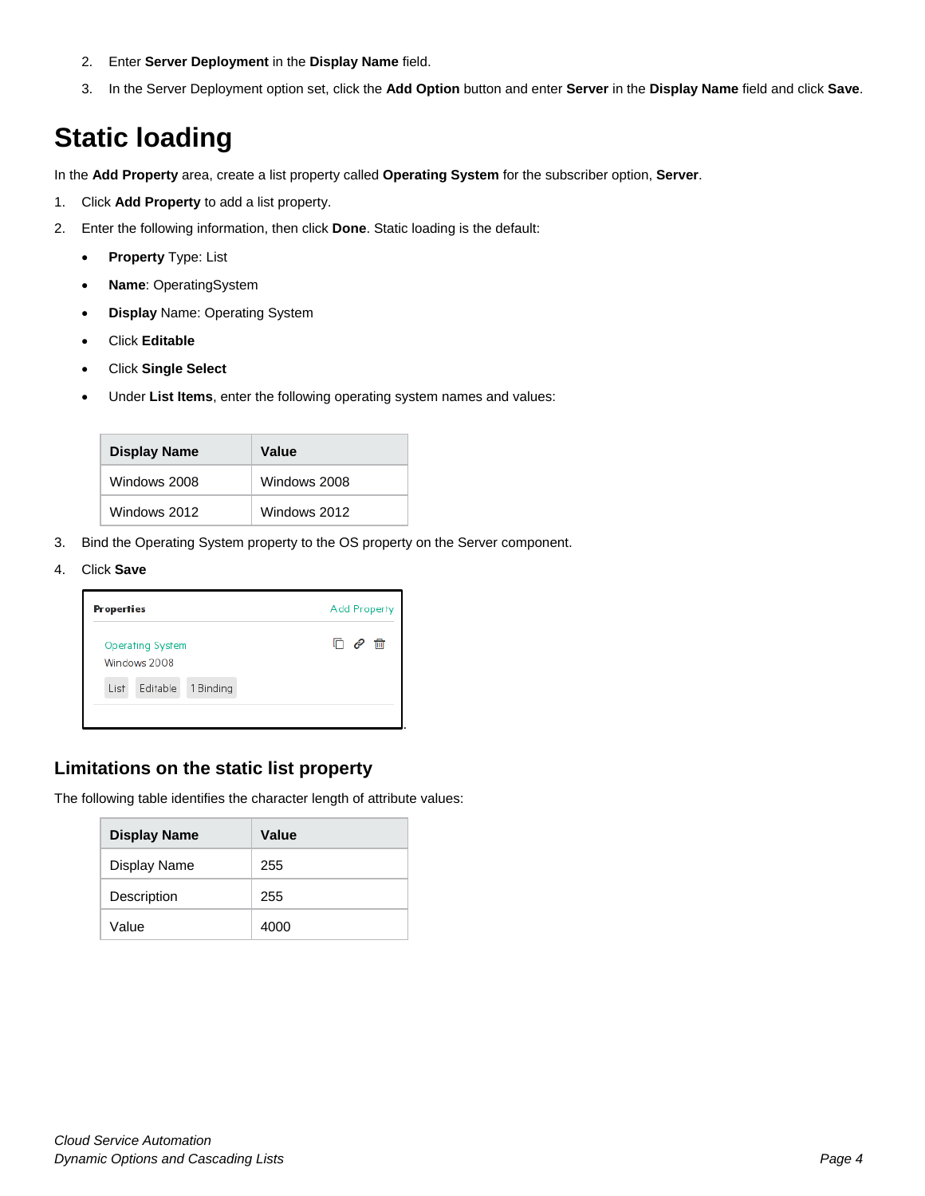2. Enter **Server Deployment** in the **Display Name** field.
3. In the Server Deployment option set, click the **Add Option** button and enter **Server** in the **Display Name** field and click **Save**.

# Static loading

In the **Add Property** area, create a list property called **Operating System** for the subscriber option, **Server**.

1. Click **Add Property** to add a list property.
2. Enter the following information, then click **Done**. Static loading is the default:
   - **Property** Type: List
   - **Name**: OperatingSystem
   - **Display** Name: Operating System
   - Click **Editable**
   - Click **Single Select**
   - Under **List Items**, enter the following operating system names and values:

| Display Name | Value |
|---|---|
| Windows 2008 | Windows 2008 |
| Windows 2012 | Windows 2012 |

3. Bind the Operating System property to the OS property on the Server component.
4. Click **Save**

Properties | Add Property

Operating System
Windows 2008
List | Editable | 1 Binding

## Limitations on the static list property

The following table identifies the character length of attribute values:

| Display Name | Value |
|---|---|
| Display Name | 255 |
| Description | 255 |
| Value | 4000 |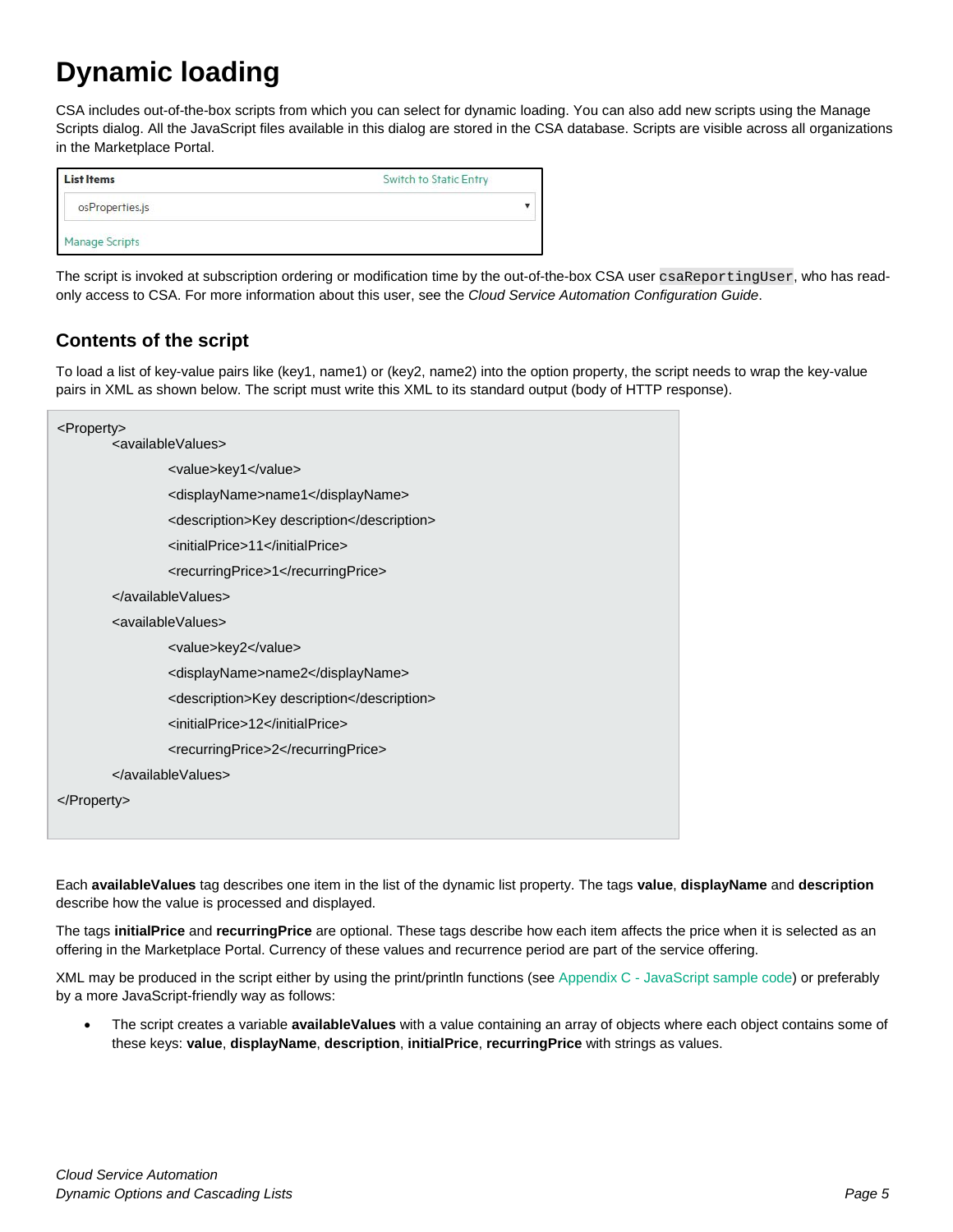# Dynamic loading

CSA includes out-of-the-box scripts from which you can select for dynamic loading. You can also add new scripts using the Manage Scripts dialog. All the JavaScript files available in this dialog are stored in the CSA database. Scripts are visible across all organizations in the Marketplace Portal.

**List Items** Switch to Static Entry

osProperties.js ▾

Manage Scripts

The script is invoked at subscription ordering or modification time by the out-of-the-box CSA user `csaReportingUser`, who has read-only access to CSA. For more information about this user, see the *Cloud Service Automation Configuration Guide*.

## Contents of the script

To load a list of key-value pairs like (key1, name1) or (key2, name2) into the option property, the script needs to wrap the key-value pairs in XML as shown below. The script must write this XML to its standard output (body of HTTP response).

```
<Property>
        <availableValues>
                <value>key1</value>
                <displayName>name1</displayName>
                <description>Key description</description>
                <initialPrice>11</initialPrice>
                <recurringPrice>1</recurringPrice>
        </availableValues>
        <availableValues>
                <value>key2</value>
                <displayName>name2</displayName>
                <description>Key description</description>
                <initialPrice>12</initialPrice>
                <recurringPrice>2</recurringPrice>
        </availableValues>
</Property>
```

Each **availableValues** tag describes one item in the list of the dynamic list property. The tags **value**, **displayName** and **description** describe how the value is processed and displayed.

The tags **initialPrice** and **recurringPrice** are optional. These tags describe how each item affects the price when it is selected as an offering in the Marketplace Portal. Currency of these values and recurrence period are part of the service offering.

XML may be produced in the script either by using the print/println functions (see Appendix C - JavaScript sample code) or preferably by a more JavaScript-friendly way as follows:

- The script creates a variable **availableValues** with a value containing an array of objects where each object contains some of these keys: **value**, **displayName**, **description**, **initialPrice**, **recurringPrice** with strings as values.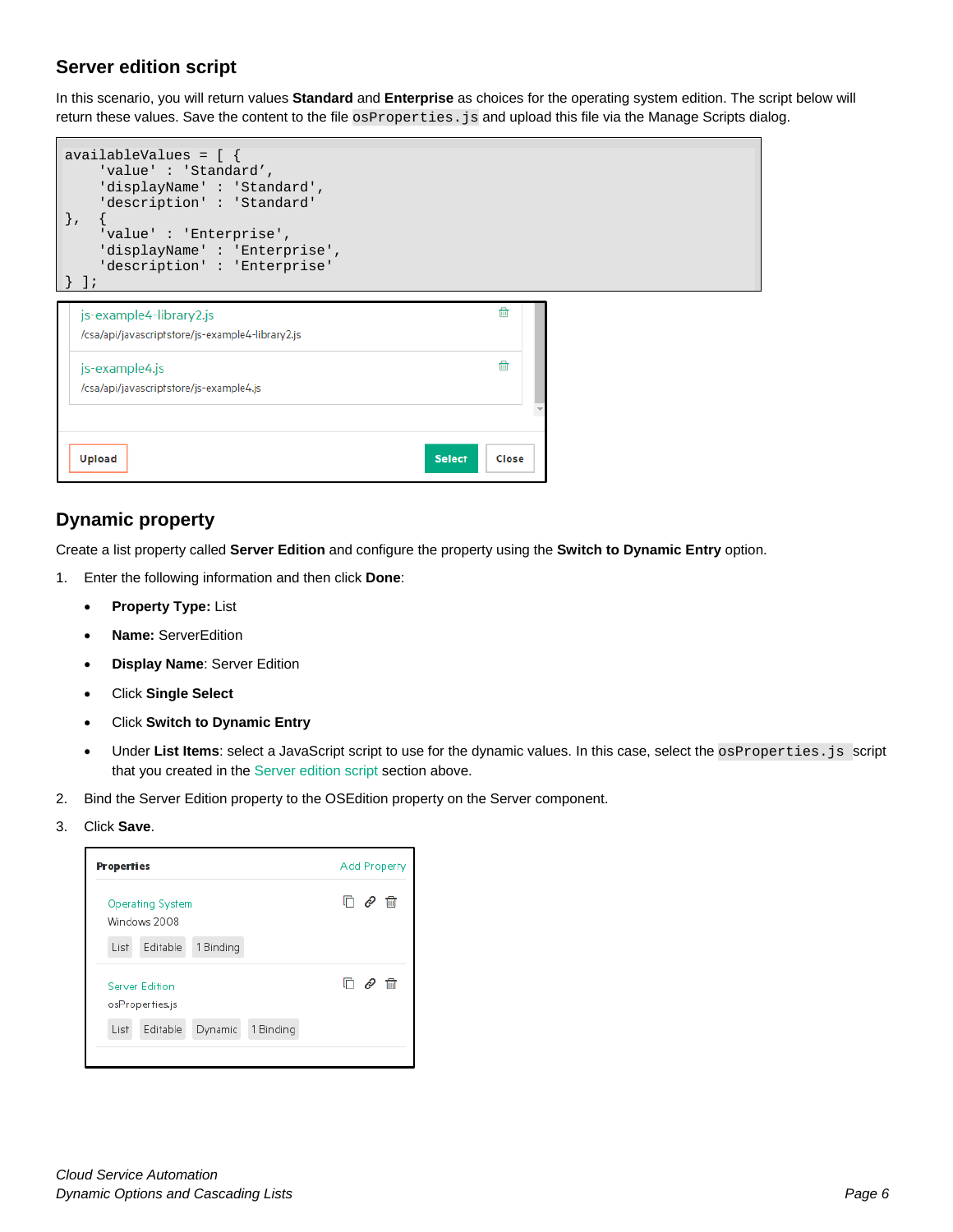## Server edition script

In this scenario, you will return values **Standard** and **Enterprise** as choices for the operating system edition. The script below will return these values. Save the content to the file `osProperties.js` and upload this file via the Manage Scripts dialog.

```
availableValues = [ {
    'value' : 'Standard’,
    'displayName' : 'Standard',
    'description' : 'Standard'
},  {
    'value' : 'Enterprise',
    'displayName' : 'Enterprise',
    'description' : 'Enterprise'
} ];
```

## Dynamic property

Create a list property called **Server Edition** and configure the property using the **Switch to Dynamic Entry** option.

1. Enter the following information and then click **Done**:
   - **Property Type:** List
   - **Name:** ServerEdition
   - **Display Name**: Server Edition
   - Click **Single Select**
   - Click **Switch to Dynamic Entry**
   - Under **List Items**: select a JavaScript script to use for the dynamic values. In this case, select the `osProperties.js` script that you created in the Server edition script section above.
2. Bind the Server Edition property to the OSEdition property on the Server component.
3. Click **Save**.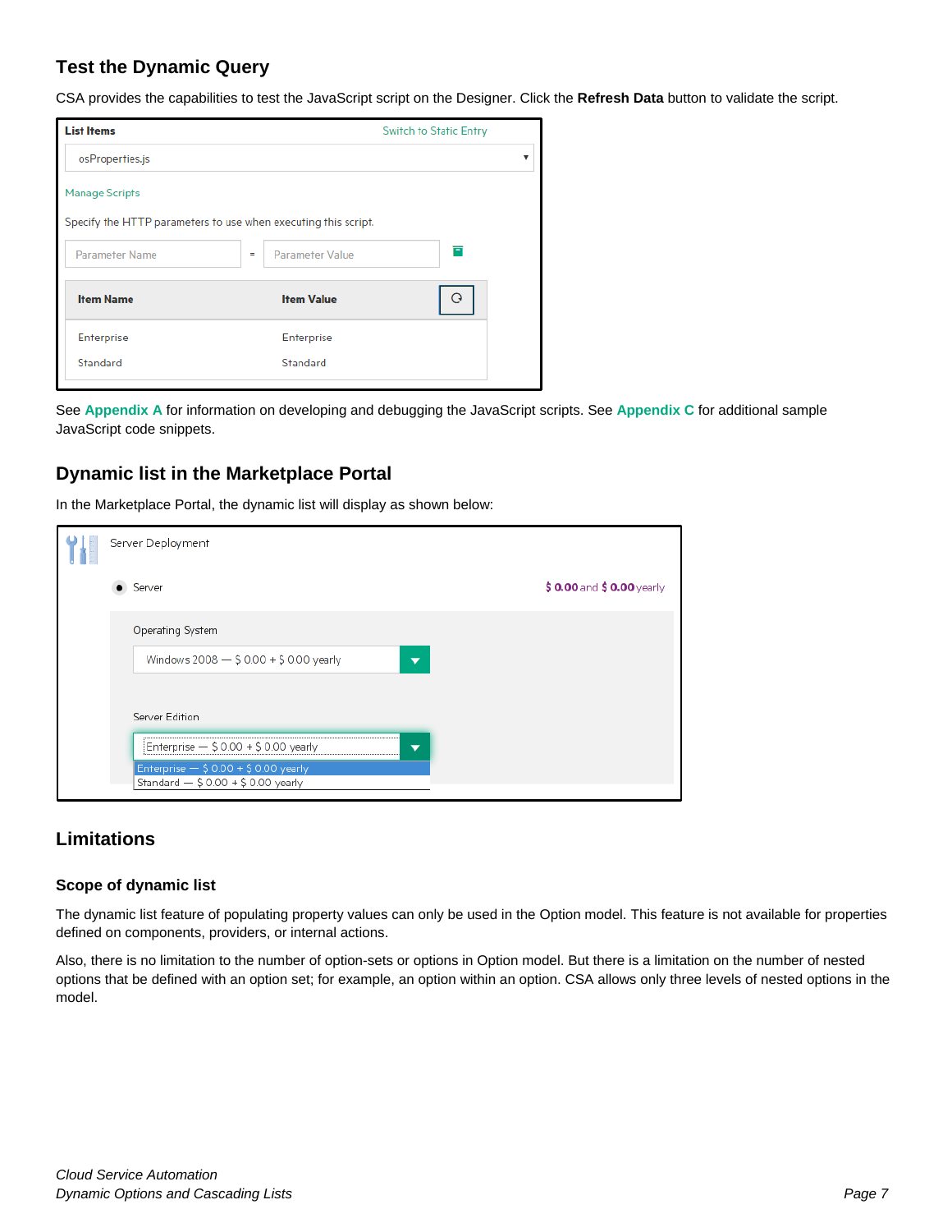## Test the Dynamic Query

CSA provides the capabilities to test the JavaScript script on the Designer. Click the **Refresh Data** button to validate the script.

See **Appendix A** for information on developing and debugging the JavaScript scripts. See **Appendix C** for additional sample JavaScript code snippets.

## Dynamic list in the Marketplace Portal

In the Marketplace Portal, the dynamic list will display as shown below:

## Limitations

### Scope of dynamic list

The dynamic list feature of populating property values can only be used in the Option model. This feature is not available for properties defined on components, providers, or internal actions.

Also, there is no limitation to the number of option-sets or options in Option model. But there is a limitation on the number of nested options that be defined with an option set; for example, an option within an option. CSA allows only three levels of nested options in the model.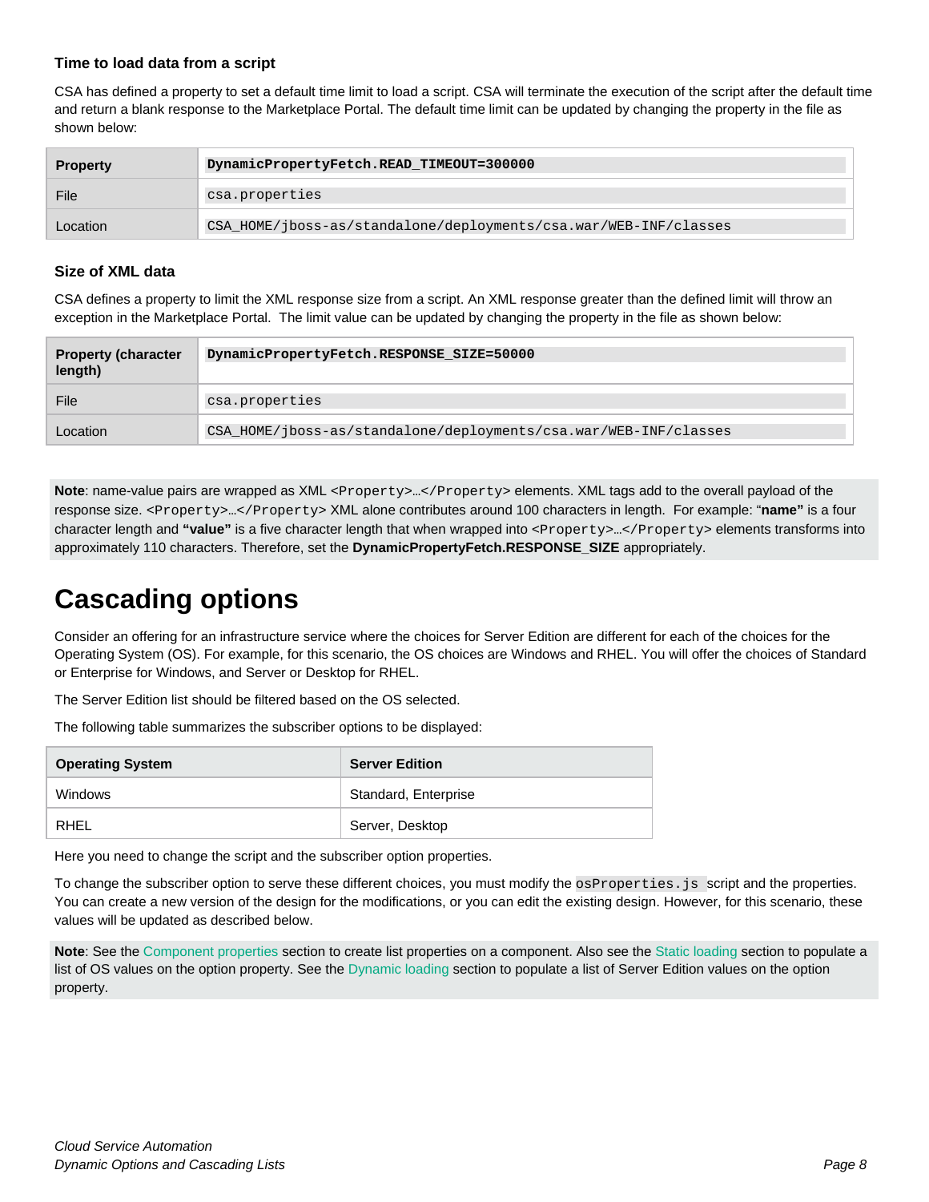### Time to load data from a script

CSA has defined a property to set a default time limit to load a script. CSA will terminate the execution of the script after the default time and return a blank response to the Marketplace Portal. The default time limit can be updated by changing the property in the file as shown below:

| **Property** | **`DynamicPropertyFetch.READ_TIMEOUT=300000`** |
|---|---|
| File | `csa.properties` |
| Location | `CSA_HOME/jboss-as/standalone/deployments/csa.war/WEB-INF/classes` |

### Size of XML data

CSA defines a property to limit the XML response size from a script. An XML response greater than the defined limit will throw an exception in the Marketplace Portal. The limit value can be updated by changing the property in the file as shown below:

| **Property (character length)** | **`DynamicPropertyFetch.RESPONSE_SIZE=50000`** |
|---|---|
| File | `csa.properties` |
| Location | `CSA_HOME/jboss-as/standalone/deployments/csa.war/WEB-INF/classes` |

**Note**: name-value pairs are wrapped as XML `<Property>…</Property>` elements. XML tags add to the overall payload of the response size. `<Property>…</Property>` XML alone contributes around 100 characters in length. For example: "**name"** is a four character length and **"value"** is a five character length that when wrapped into `<Property>…</Property>` elements transforms into approximately 110 characters. Therefore, set the **DynamicPropertyFetch.RESPONSE_SIZE** appropriately.

# Cascading options

Consider an offering for an infrastructure service where the choices for Server Edition are different for each of the choices for the Operating System (OS). For example, for this scenario, the OS choices are Windows and RHEL. You will offer the choices of Standard or Enterprise for Windows, and Server or Desktop for RHEL.

The Server Edition list should be filtered based on the OS selected.

The following table summarizes the subscriber options to be displayed:

| Operating System | Server Edition |
|---|---|
| Windows | Standard, Enterprise |
| RHEL | Server, Desktop |

Here you need to change the script and the subscriber option properties.

To change the subscriber option to serve these different choices, you must modify the `osProperties.js` script and the properties. You can create a new version of the design for the modifications, or you can edit the existing design. However, for this scenario, these values will be updated as described below.

**Note**: See the Component properties section to create list properties on a component. Also see the Static loading section to populate a list of OS values on the option property. See the Dynamic loading section to populate a list of Server Edition values on the option property.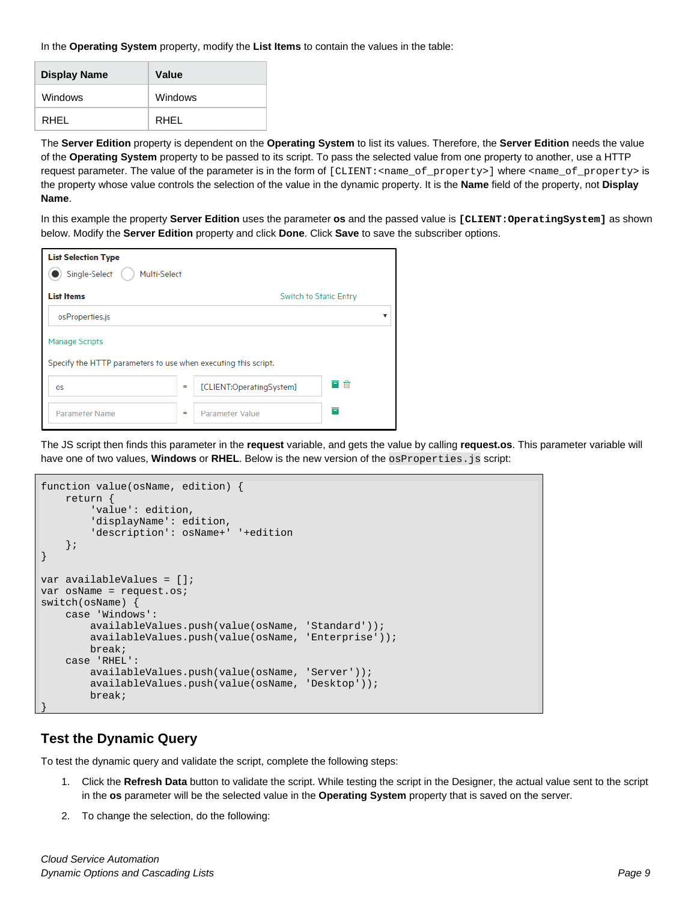In the **Operating System** property, modify the **List Items** to contain the values in the table:

| Display Name | Value |
|---|---|
| Windows | Windows |
| RHEL | RHEL |

The **Server Edition** property is dependent on the **Operating System** to list its values. Therefore, the **Server Edition** needs the value of the **Operating System** property to be passed to its script. To pass the selected value from one property to another, use a HTTP request parameter. The value of the parameter is in the form of `[CLIENT:<name_of_property>]` where `<name_of_property>` is the property whose value controls the selection of the value in the dynamic property. It is the **Name** field of the property, not **Display Name**.

In this example the property **Server Edition** uses the parameter **os** and the passed value is **`[CLIENT:OperatingSystem]`** as shown below. Modify the **Server Edition** property and click **Done**. Click **Save** to save the subscriber options.

**List Selection Type**

(●) Single-Select ( ) Multi-Select

**List Items** Switch to Static Entry

osProperties.js

Manage Scripts

Specify the HTTP parameters to use when executing this script.

| Parameter Name | | Parameter Value |
|---|---|---|
| os | = | [CLIENT:OperatingSystem] |
| Parameter Name | = | Parameter Value |

The JS script then finds this parameter in the **request** variable, and gets the value by calling **request.os**. This parameter variable will have one of two values, **Windows** or **RHEL**. Below is the new version of the `osProperties.js` script:

```
function value(osName, edition) {
    return {
        'value': edition,
        'displayName': edition,
        'description': osName+' '+edition
    };
}

var availableValues = [];
var osName = request.os;
switch(osName) {
    case 'Windows':
        availableValues.push(value(osName, 'Standard'));
        availableValues.push(value(osName, 'Enterprise'));
        break;
    case 'RHEL':
        availableValues.push(value(osName, 'Server'));
        availableValues.push(value(osName, 'Desktop'));
        break;
}
```

## Test the Dynamic Query

To test the dynamic query and validate the script, complete the following steps:

1. Click the **Refresh Data** button to validate the script. While testing the script in the Designer, the actual value sent to the script in the **os** parameter will be the selected value in the **Operating System** property that is saved on the server.
2. To change the selection, do the following: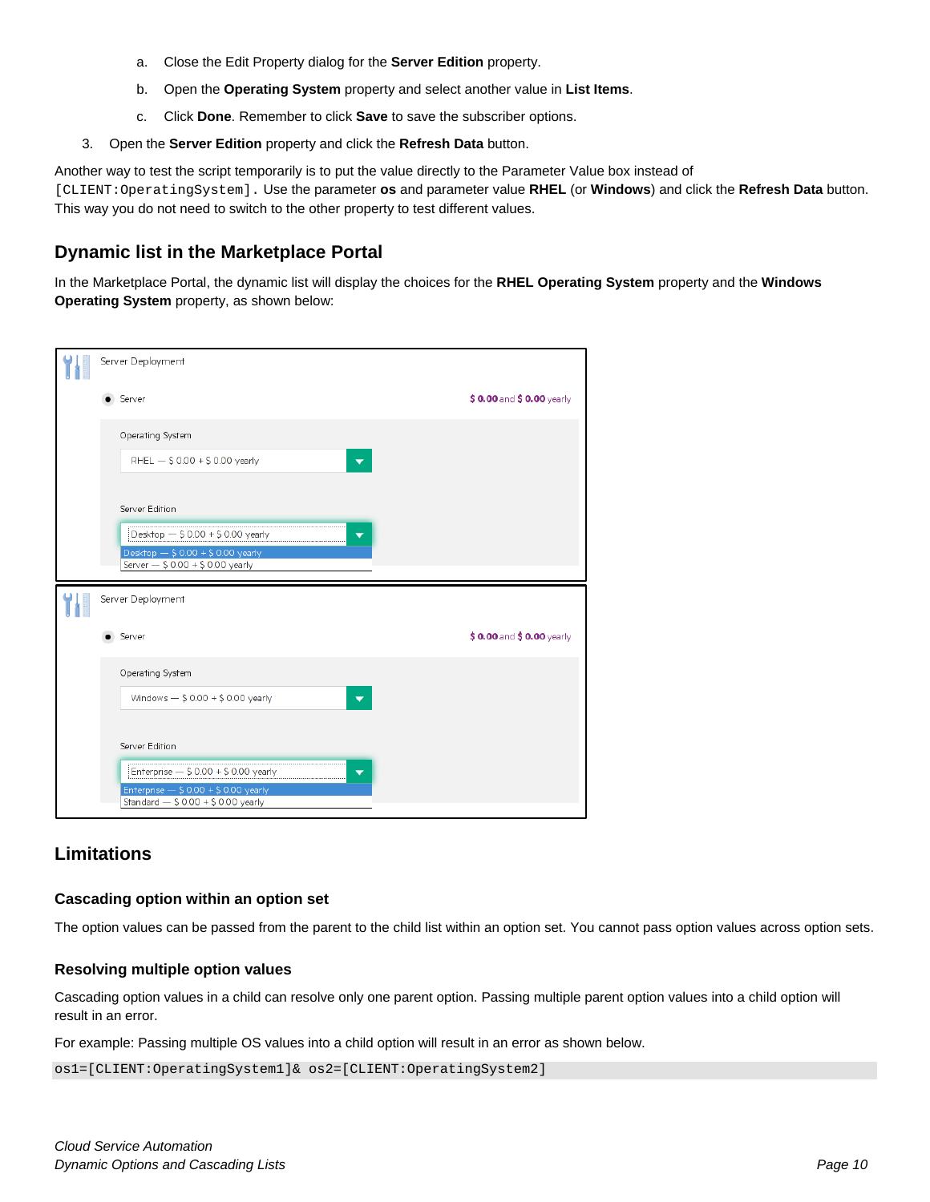a. Close the Edit Property dialog for the **Server Edition** property.

b. Open the **Operating System** property and select another value in **List Items**.

c. Click **Done**. Remember to click **Save** to save the subscriber options.

3. Open the **Server Edition** property and click the **Refresh Data** button.

Another way to test the script temporarily is to put the value directly to the Parameter Value box instead of `[CLIENT:OperatingSystem].` Use the parameter **os** and parameter value **RHEL** (or **Windows**) and click the **Refresh Data** button. This way you do not need to switch to the other property to test different values.

## Dynamic list in the Marketplace Portal

In the Marketplace Portal, the dynamic list will display the choices for the **RHEL Operating System** property and the **Windows Operating System** property, as shown below:

## Limitations

### Cascading option within an option set

The option values can be passed from the parent to the child list within an option set. You cannot pass option values across option sets.

### Resolving multiple option values

Cascading option values in a child can resolve only one parent option. Passing multiple parent option values into a child option will result in an error.

For example: Passing multiple OS values into a child option will result in an error as shown below.

```
os1=[CLIENT:OperatingSystem1]& os2=[CLIENT:OperatingSystem2]
```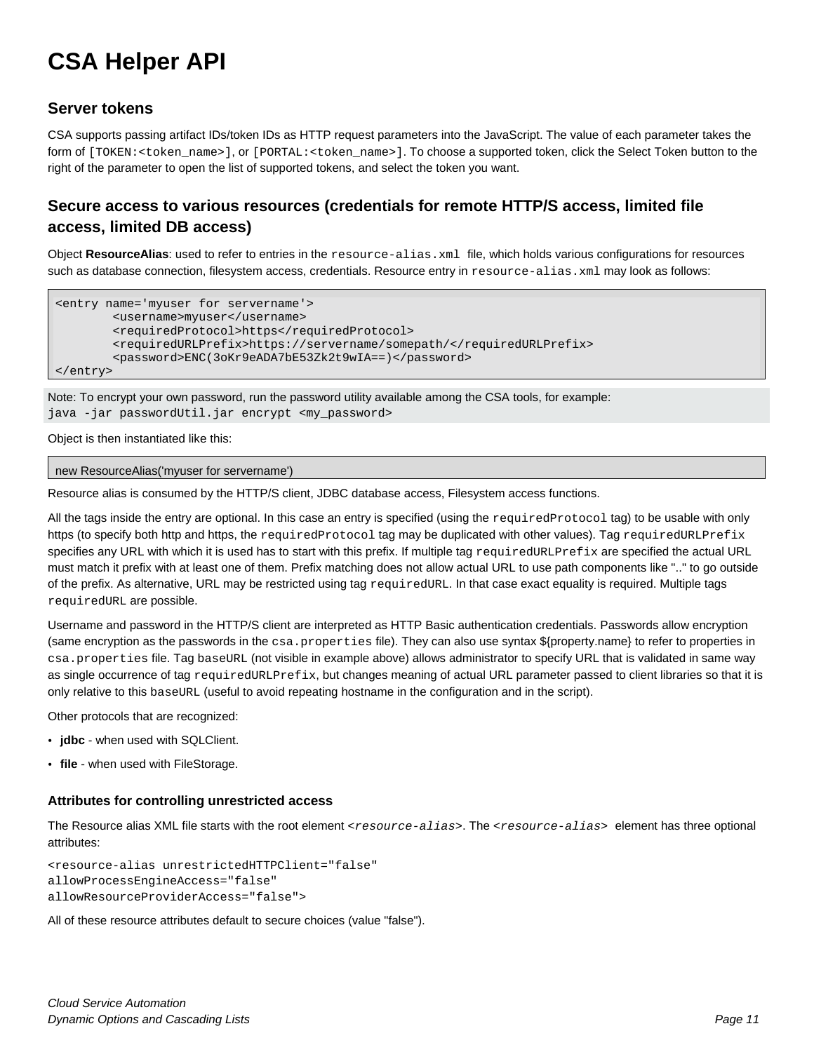# CSA Helper API

## Server tokens

CSA supports passing artifact IDs/token IDs as HTTP request parameters into the JavaScript. The value of each parameter takes the form of `[TOKEN:<token_name>]`, or `[PORTAL:<token_name>]`. To choose a supported token, click the Select Token button to the right of the parameter to open the list of supported tokens, and select the token you want.

## Secure access to various resources (credentials for remote HTTP/S access, limited file access, limited DB access)

Object **ResourceAlias**: used to refer to entries in the `resource-alias.xml` file, which holds various configurations for resources such as database connection, filesystem access, credentials. Resource entry in `resource-alias.xml` may look as follows:

```
<entry name='myuser for servername'>
        <username>myuser</username>
        <requiredProtocol>https</requiredProtocol>
        <requiredURLPrefix>https://servername/somepath/</requiredURLPrefix>
        <password>ENC(3oKr9eADA7bE53Zk2t9wIA==)</password>
</entry>
```

Note: To encrypt your own password, run the password utility available among the CSA tools, for example:
`java -jar passwordUtil.jar encrypt <my_password>`

Object is then instantiated like this:

```
new ResourceAlias('myuser for servername')
```

Resource alias is consumed by the HTTP/S client, JDBC database access, Filesystem access functions.

All the tags inside the entry are optional. In this case an entry is specified (using the `requiredProtocol` tag) to be usable with only https (to specify both http and https, the `requiredProtocol` tag may be duplicated with other values). Tag `requiredURLPrefix` specifies any URL with which it is used has to start with this prefix. If multiple tag `requiredURLPrefix` are specified the actual URL must match it prefix with at least one of them. Prefix matching does not allow actual URL to use path components like ".." to go outside of the prefix. As alternative, URL may be restricted using tag `requiredURL`. In that case exact equality is required. Multiple tags `requiredURL` are possible.

Username and password in the HTTP/S client are interpreted as HTTP Basic authentication credentials. Passwords allow encryption (same encryption as the passwords in the `csa.properties` file). They can also use syntax ${property.name} to refer to properties in `csa.properties` file. Tag `baseURL` (not visible in example above) allows administrator to specify URL that is validated in same way as single occurrence of tag `requiredURLPrefix`, but changes meaning of actual URL parameter passed to client libraries so that it is only relative to this `baseURL` (useful to avoid repeating hostname in the configuration and in the script).

Other protocols that are recognized:

- **jdbc** - when used with SQLClient.
- **file** - when used with FileStorage.

### Attributes for controlling unrestricted access

The Resource alias XML file starts with the root element *<resource-alias>*. The *<resource-alias>* element has three optional attributes:

```
<resource-alias unrestrictedHTTPClient="false"
allowProcessEngineAccess="false"
allowResourceProviderAccess="false">
```

All of these resource attributes default to secure choices (value "false").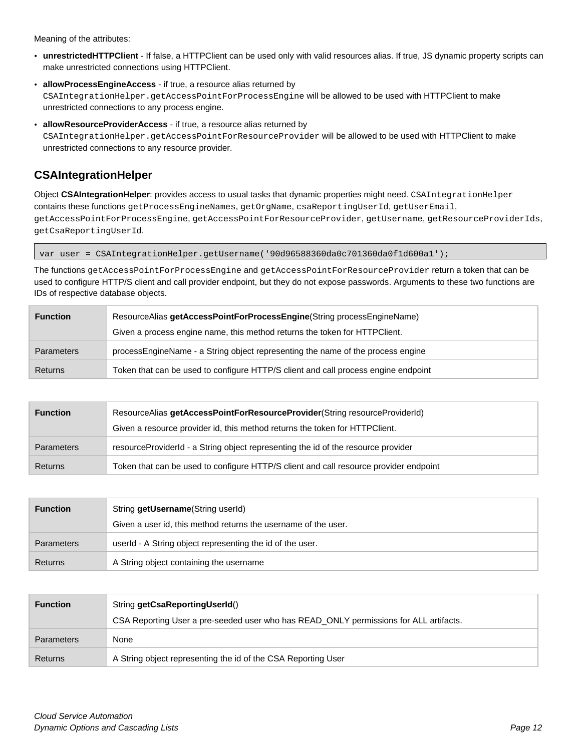Meaning of the attributes:

- **unrestrictedHTTPClient** - If false, a HTTPClient can be used only with valid resources alias. If true, JS dynamic property scripts can make unrestricted connections using HTTPClient.
- **allowProcessEngineAccess** - if true, a resource alias returned by `CSAIntegrationHelper.getAccessPointForProcessEngine` will be allowed to be used with HTTPClient to make unrestricted connections to any process engine.
- **allowResourceProviderAccess** - if true, a resource alias returned by `CSAIntegrationHelper.getAccessPointForResourceProvider` will be allowed to be used with HTTPClient to make unrestricted connections to any resource provider.

## CSAIntegrationHelper

Object **CSAIntegrationHelper**: provides access to usual tasks that dynamic properties might need. `CSAIntegrationHelper` contains these functions `getProcessEngineNames`, `getOrgName`, `csaReportingUserId`, `getUserEmail`, `getAccessPointForProcessEngine`, `getAccessPointForResourceProvider`, `getUsername`, `getResourceProviderIds`, `getCsaReportingUserId`.

```
var user = CSAIntegrationHelper.getUsername('90d96588360da0c701360da0f1d600a1');
```

The functions `getAccessPointForProcessEngine` and `getAccessPointForResourceProvider` return a token that can be used to configure HTTP/S client and call provider endpoint, but they do not expose passwords. Arguments to these two functions are IDs of respective database objects.

| **Function** | ResourceAlias **getAccessPointForProcessEngine**(String processEngineName)<br>Given a process engine name, this method returns the token for HTTPClient. |
|---|---|
| Parameters | processEngineName - a String object representing the name of the process engine |
| Returns | Token that can be used to configure HTTP/S client and call process engine endpoint |

| **Function** | ResourceAlias **getAccessPointForResourceProvider**(String resourceProviderId)<br>Given a resource provider id, this method returns the token for HTTPClient. |
|---|---|
| Parameters | resourceProviderId - a String object representing the id of the resource provider |
| Returns | Token that can be used to configure HTTP/S client and call resource provider endpoint |

| **Function** | String **getUsername**(String userId)<br>Given a user id, this method returns the username of the user. |
|---|---|
| Parameters | userId - A String object representing the id of the user. |
| Returns | A String object containing the username |

| **Function** | String **getCsaReportingUserId**()<br>CSA Reporting User a pre-seeded user who has READ_ONLY permissions for ALL artifacts. |
|---|---|
| Parameters | None |
| Returns | A String object representing the id of the CSA Reporting User |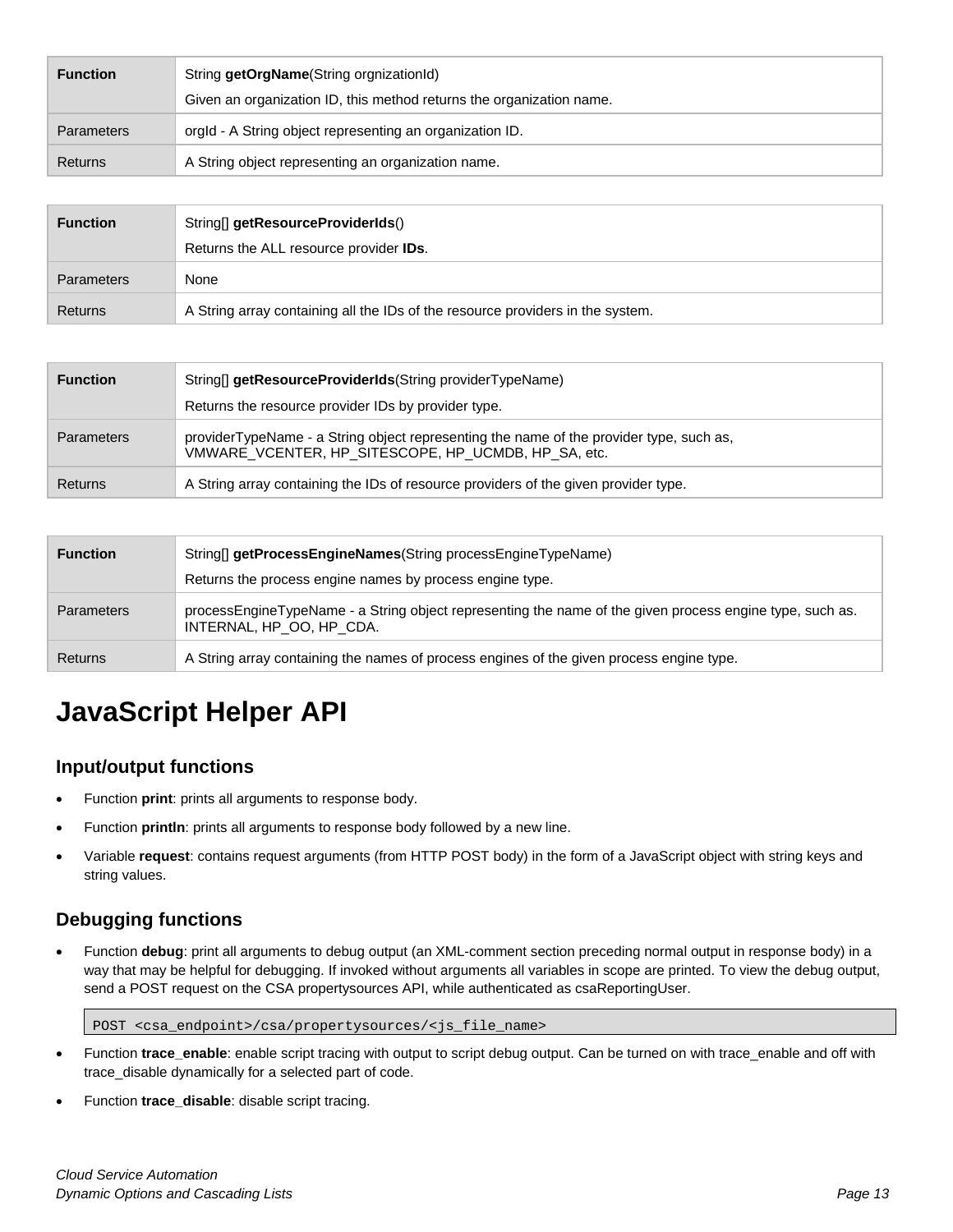| **Function** | String **getOrgName**(String orgnizationId)<br>Given an organization ID, this method returns the organization name. |
|---|---|
| Parameters | orgId - A String object representing an organization ID. |
| Returns | A String object representing an organization name. |

| **Function** | String[] **getResourceProviderIds**()<br>Returns the ALL resource provider **IDs**. |
|---|---|
| Parameters | None |
| Returns | A String array containing all the IDs of the resource providers in the system. |

| **Function** | String[] **getResourceProviderIds**(String providerTypeName)<br>Returns the resource provider IDs by provider type. |
|---|---|
| Parameters | providerTypeName - a String object representing the name of the provider type, such as, VMWARE_VCENTER, HP_SITESCOPE, HP_UCMDB, HP_SA, etc. |
| Returns | A String array containing the IDs of resource providers of the given provider type. |

| **Function** | String[] **getProcessEngineNames**(String processEngineTypeName)<br>Returns the process engine names by process engine type. |
|---|---|
| Parameters | processEngineTypeName - a String object representing the name of the given process engine type, such as. INTERNAL, HP_OO, HP_CDA. |
| Returns | A String array containing the names of process engines of the given process engine type. |

# JavaScript Helper API

## Input/output functions

- Function **print**: prints all arguments to response body.
- Function **println**: prints all arguments to response body followed by a new line.
- Variable **request**: contains request arguments (from HTTP POST body) in the form of a JavaScript object with string keys and string values.

## Debugging functions

- Function **debug**: print all arguments to debug output (an XML-comment section preceding normal output in response body) in a way that may be helpful for debugging. If invoked without arguments all variables in scope are printed. To view the debug output, send a POST request on the CSA propertysources API, while authenticated as csaReportingUser.

```
POST <csa_endpoint>/csa/propertysources/<js_file_name>
```

- Function **trace_enable**: enable script tracing with output to script debug output. Can be turned on with trace_enable and off with trace_disable dynamically for a selected part of code.
- Function **trace_disable**: disable script tracing.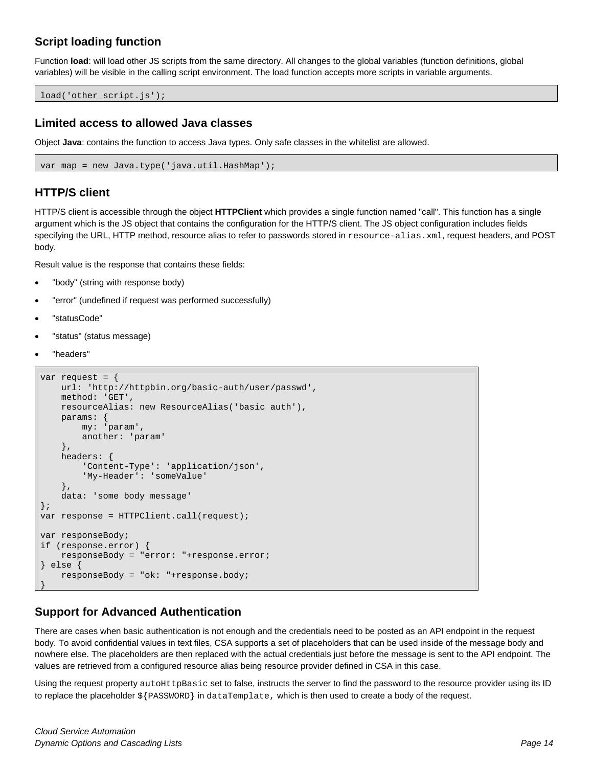### Script loading function

Function **load**: will load other JS scripts from the same directory. All changes to the global variables (function definitions, global variables) will be visible in the calling script environment. The load function accepts more scripts in variable arguments.

```
load('other_script.js');
```

### Limited access to allowed Java classes

Object **Java**: contains the function to access Java types. Only safe classes in the whitelist are allowed.

```
var map = new Java.type('java.util.HashMap');
```

### HTTP/S client

HTTP/S client is accessible through the object **HTTPClient** which provides a single function named "call". This function has a single argument which is the JS object that contains the configuration for the HTTP/S client. The JS object configuration includes fields specifying the URL, HTTP method, resource alias to refer to passwords stored in `resource-alias.xml`, request headers, and POST body.

Result value is the response that contains these fields:

- "body" (string with response body)
- "error" (undefined if request was performed successfully)
- "statusCode"
- "status" (status message)
- "headers"

```
var request = {
    url: 'http://httpbin.org/basic-auth/user/passwd',
    method: 'GET',
    resourceAlias: new ResourceAlias('basic auth'),
    params: {
        my: 'param',
        another: 'param'
    },
    headers: {
        'Content-Type': 'application/json',
        'My-Header': 'someValue'
    },
    data: 'some body message'
};
var response = HTTPClient.call(request);

var responseBody;
if (response.error) {
    responseBody = "error: "+response.error;
} else {
    responseBody = "ok: "+response.body;
}
```

### Support for Advanced Authentication

There are cases when basic authentication is not enough and the credentials need to be posted as an API endpoint in the request body. To avoid confidential values in text files, CSA supports a set of placeholders that can be used inside of the message body and nowhere else. The placeholders are then replaced with the actual credentials just before the message is sent to the API endpoint. The values are retrieved from a configured resource alias being resource provider defined in CSA in this case.

Using the request property `autoHttpBasic` set to false, instructs the server to find the password to the resource provider using its ID to replace the placeholder `${PASSWORD}` in `dataTemplate`, which is then used to create a body of the request.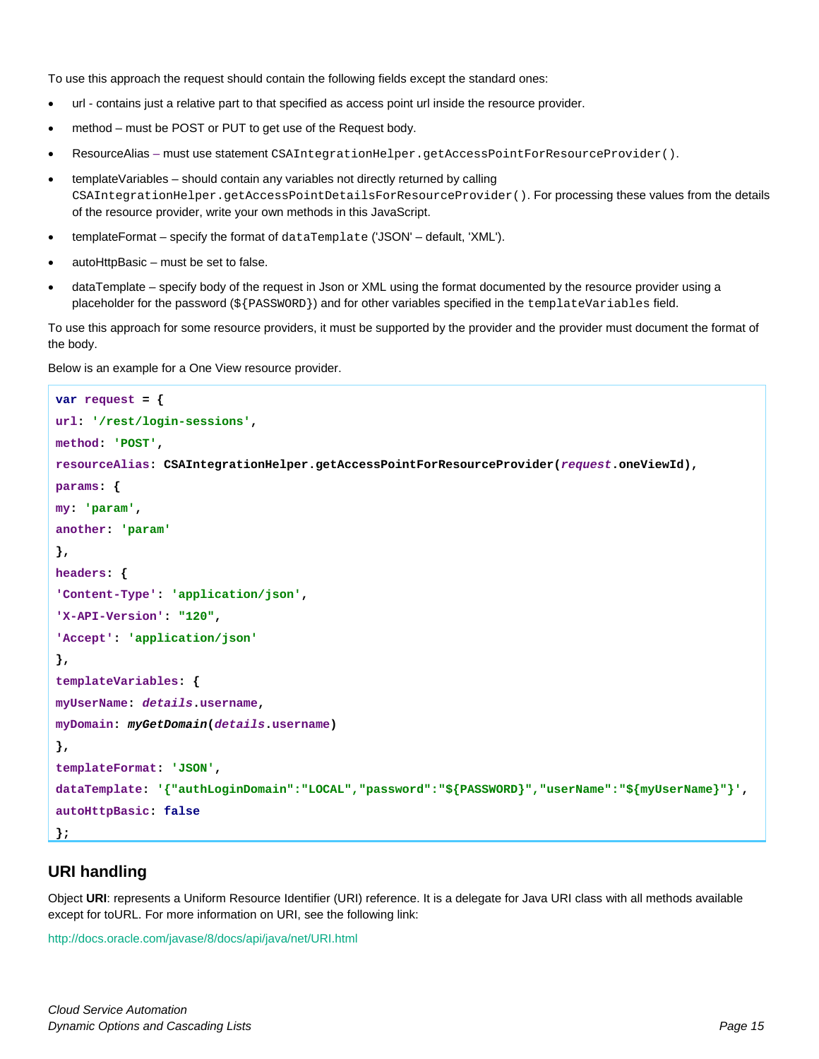To use this approach the request should contain the following fields except the standard ones:

- url - contains just a relative part to that specified as access point url inside the resource provider.
- method – must be POST or PUT to get use of the Request body.
- ResourceAlias – must use statement `CSAIntegrationHelper.getAccessPointForResourceProvider()`.
- templateVariables – should contain any variables not directly returned by calling `CSAIntegrationHelper.getAccessPointDetailsForResourceProvider()`. For processing these values from the details of the resource provider, write your own methods in this JavaScript.
- templateFormat – specify the format of `dataTemplate` ('JSON' – default, 'XML').
- autoHttpBasic – must be set to false.
- dataTemplate – specify body of the request in Json or XML using the format documented by the resource provider using a placeholder for the password (`${PASSWORD}`) and for other variables specified in the `templateVariables` field.

To use this approach for some resource providers, it must be supported by the provider and the provider must document the format of the body.

Below is an example for a One View resource provider.

```
var request = {
url: '/rest/login-sessions',
method: 'POST',
resourceAlias: CSAIntegrationHelper.getAccessPointForResourceProvider(request.oneViewId),
params: {
my: 'param',
another: 'param'
},
headers: {
'Content-Type': 'application/json',
'X-API-Version': "120",
'Accept': 'application/json'
},
templateVariables: {
myUserName: details.username,
myDomain: myGetDomain(details.username)
},
templateFormat: 'JSON',
dataTemplate: '{"authLoginDomain":"LOCAL","password":"${PASSWORD}","userName":"${myUserName}"}',
autoHttpBasic: false
};
```

## URI handling

Object **URI**: represents a Uniform Resource Identifier (URI) reference. It is a delegate for Java URI class with all methods available except for toURL. For more information on URI, see the following link:

http://docs.oracle.com/javase/8/docs/api/java/net/URI.html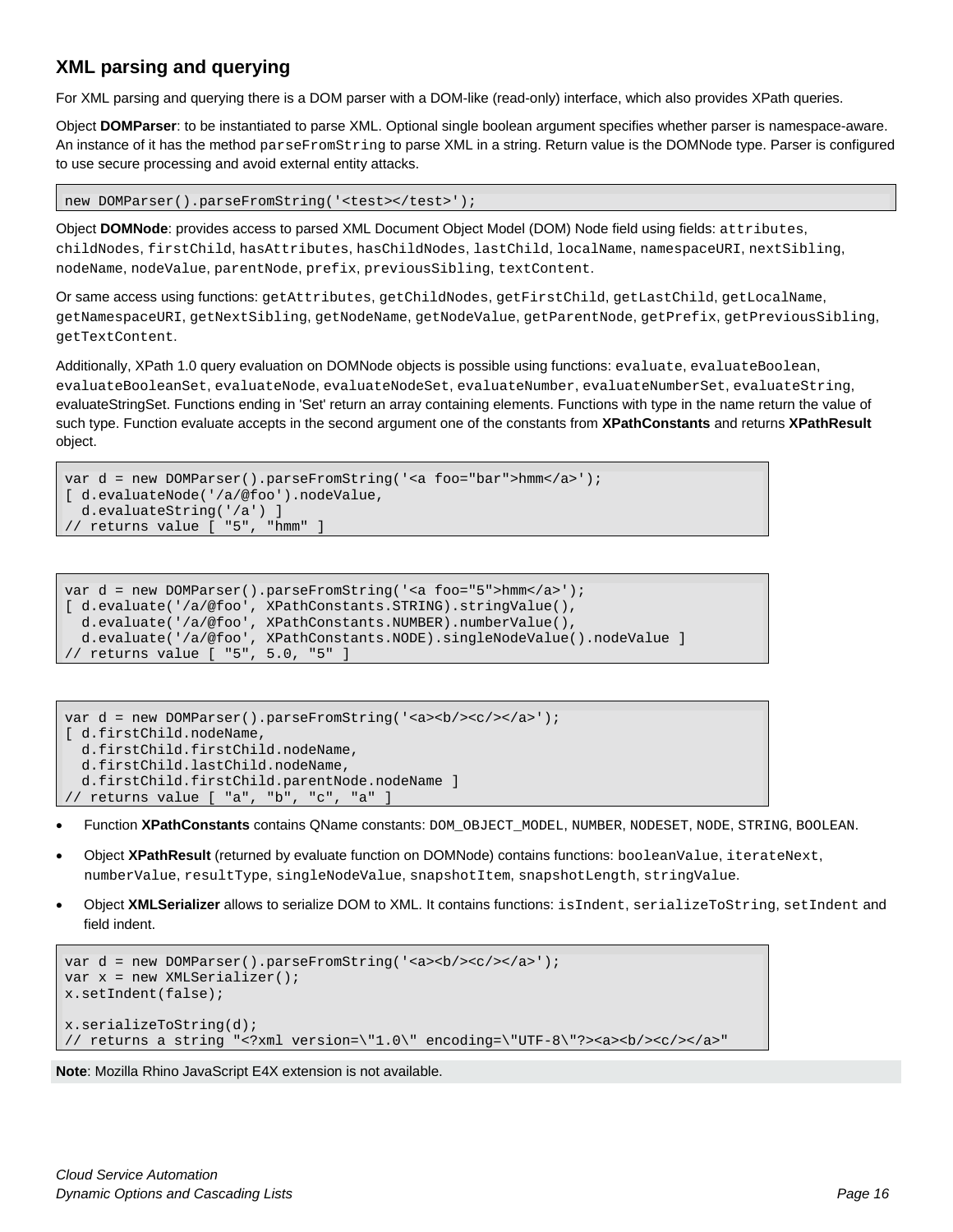## XML parsing and querying

For XML parsing and querying there is a DOM parser with a DOM-like (read-only) interface, which also provides XPath queries.

Object **DOMParser**: to be instantiated to parse XML. Optional single boolean argument specifies whether parser is namespace-aware. An instance of it has the method `parseFromString` to parse XML in a string. Return value is the DOMNode type. Parser is configured to use secure processing and avoid external entity attacks.

```
new DOMParser().parseFromString('<test></test>');
```

Object **DOMNode**: provides access to parsed XML Document Object Model (DOM) Node field using fields: `attributes`, `childNodes`, `firstChild`, `hasAttributes`, `hasChildNodes`, `lastChild`, `localName`, `namespaceURI`, `nextSibling`, `nodeName`, `nodeValue`, `parentNode`, `prefix`, `previousSibling`, `textContent`.

Or same access using functions: `getAttributes`, `getChildNodes`, `getFirstChild`, `getLastChild`, `getLocalName`, `getNamespaceURI`, `getNextSibling`, `getNodeName`, `getNodeValue`, `getParentNode`, `getPrefix`, `getPreviousSibling`, `getTextContent`.

Additionally, XPath 1.0 query evaluation on DOMNode objects is possible using functions: `evaluate`, `evaluateBoolean`, `evaluateBooleanSet`, `evaluateNode`, `evaluateNodeSet`, `evaluateNumber`, `evaluateNumberSet`, `evaluateString`, evaluateStringSet. Functions ending in 'Set' return an array containing elements. Functions with type in the name return the value of such type. Function evaluate accepts in the second argument one of the constants from **XPathConstants** and returns **XPathResult** object.

```
var d = new DOMParser().parseFromString('<a foo="bar">hmm</a>');
[ d.evaluateNode('/a/@foo').nodeValue,
  d.evaluateString('/a') ]
// returns value [ "5", "hmm" ]
```

```
var d = new DOMParser().parseFromString('<a foo="5">hmm</a>');
[ d.evaluate('/a/@foo', XPathConstants.STRING).stringValue(),
  d.evaluate('/a/@foo', XPathConstants.NUMBER).numberValue(),
  d.evaluate('/a/@foo', XPathConstants.NODE).singleNodeValue().nodeValue ]
// returns value [ "5", 5.0, "5" ]
```

```
var d = new DOMParser().parseFromString('<a><b/><c/></a>');
[ d.firstChild.nodeName,
  d.firstChild.firstChild.nodeName,
  d.firstChild.lastChild.nodeName,
  d.firstChild.firstChild.parentNode.nodeName ]
// returns value [ "a", "b", "c", "a" ]
```

- Function **XPathConstants** contains QName constants: `DOM_OBJECT_MODEL`, `NUMBER`, `NODESET`, `NODE`, `STRING`, `BOOLEAN`.
- Object **XPathResult** (returned by evaluate function on DOMNode) contains functions: `booleanValue`, `iterateNext`, `numberValue`, `resultType`, `singleNodeValue`, `snapshotItem`, `snapshotLength`, `stringValue`.
- Object **XMLSerializer** allows to serialize DOM to XML. It contains functions: `isIndent`, `serializeToString`, `setIndent` and field indent.

```
var d = new DOMParser().parseFromString('<a><b/><c/></a>');
var x = new XMLSerializer();
x.setIndent(false);

x.serializeToString(d);
// returns a string "<?xml version=\"1.0\" encoding=\"UTF-8\"?><a><b/><c/></a>"
```

**Note**: Mozilla Rhino JavaScript E4X extension is not available.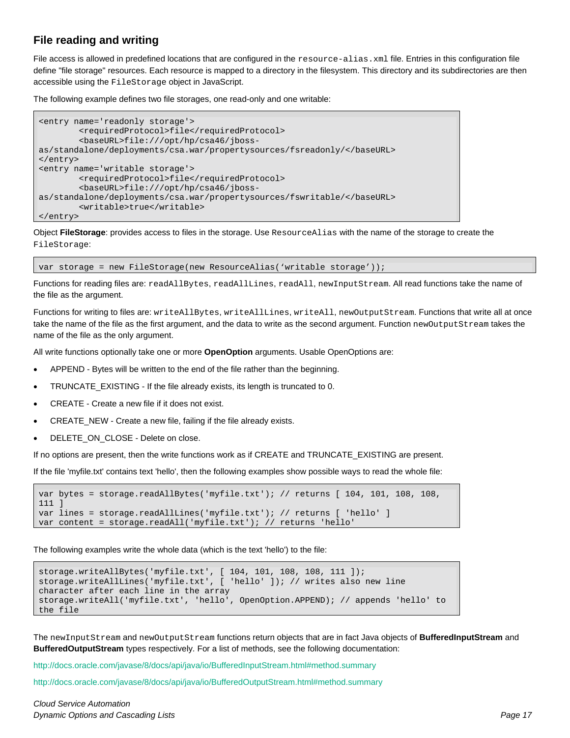## File reading and writing

File access is allowed in predefined locations that are configured in the `resource-alias.xml` file. Entries in this configuration file define "file storage" resources. Each resource is mapped to a directory in the filesystem. This directory and its subdirectories are then accessible using the `FileStorage` object in JavaScript.

The following example defines two file storages, one read-only and one writable:

```
<entry name='readonly storage'>
        <requiredProtocol>file</requiredProtocol>
        <baseURL>file:///opt/hp/csa46/jboss-
as/standalone/deployments/csa.war/propertysources/fsreadonly/</baseURL>
</entry>
<entry name='writable storage'>
        <requiredProtocol>file</requiredProtocol>
        <baseURL>file:///opt/hp/csa46/jboss-
as/standalone/deployments/csa.war/propertysources/fswritable/</baseURL>
        <writable>true</writable>
</entry>
```

Object **FileStorage**: provides access to files in the storage. Use `ResourceAlias` with the name of the storage to create the `FileStorage`:

```
var storage = new FileStorage(new ResourceAlias('writable storage'));
```

Functions for reading files are: `readAllBytes`, `readAllLines`, `readAll`, `newInputStream`. All read functions take the name of the file as the argument.

Functions for writing to files are: `writeAllBytes`, `writeAllLines`, `writeAll`, `newOutputStream`. Functions that write all at once take the name of the file as the first argument, and the data to write as the second argument. Function `newOutputStream` takes the name of the file as the only argument.

All write functions optionally take one or more **OpenOption** arguments. Usable OpenOptions are:

- APPEND - Bytes will be written to the end of the file rather than the beginning.
- TRUNCATE_EXISTING - If the file already exists, its length is truncated to 0.
- CREATE - Create a new file if it does not exist.
- CREATE_NEW - Create a new file, failing if the file already exists.
- DELETE_ON_CLOSE - Delete on close.

If no options are present, then the write functions work as if CREATE and TRUNCATE_EXISTING are present.

If the file 'myfile.txt' contains text 'hello', then the following examples show possible ways to read the whole file:

```
var bytes = storage.readAllBytes('myfile.txt'); // returns [ 104, 101, 108, 108,
111 ]
var lines = storage.readAllLines('myfile.txt'); // returns [ 'hello' ]
var content = storage.readAll('myfile.txt'); // returns 'hello'
```

The following examples write the whole data (which is the text 'hello') to the file:

```
storage.writeAllBytes('myfile.txt', [ 104, 101, 108, 108, 111 ]);
storage.writeAllLines('myfile.txt', [ 'hello' ]); // writes also new line
character after each line in the array
storage.writeAll('myfile.txt', 'hello', OpenOption.APPEND); // appends 'hello' to
the file
```

The `newInputStream` and `newOutputStream` functions return objects that are in fact Java objects of **BufferedInputStream** and **BufferedOutputStream** types respectively. For a list of methods, see the following documentation:

http://docs.oracle.com/javase/8/docs/api/java/io/BufferedInputStream.html#method.summary

http://docs.oracle.com/javase/8/docs/api/java/io/BufferedOutputStream.html#method.summary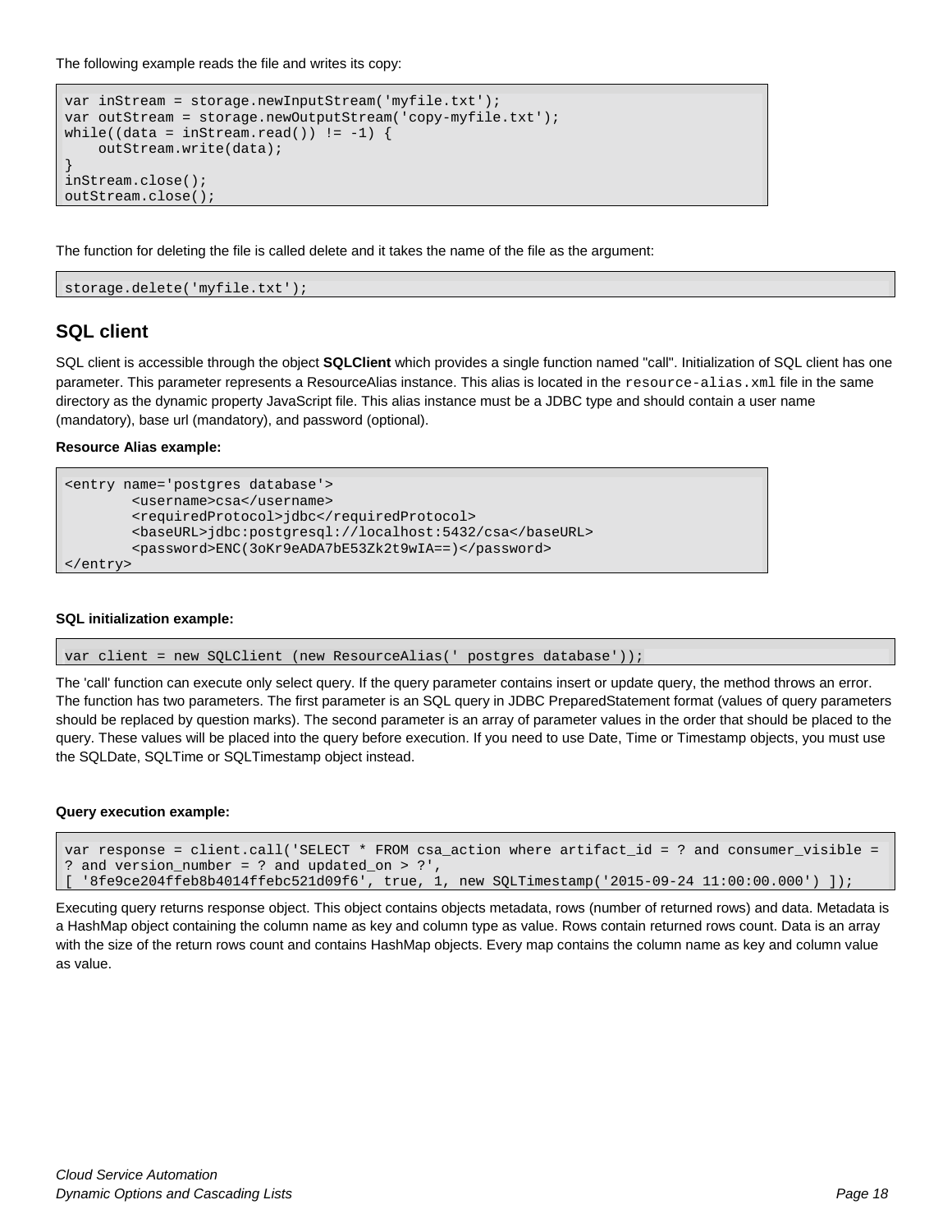The following example reads the file and writes its copy:

```
var inStream = storage.newInputStream('myfile.txt');
var outStream = storage.newOutputStream('copy-myfile.txt');
while((data = inStream.read()) != -1) {
    outStream.write(data);
}
inStream.close();
outStream.close();
```

The function for deleting the file is called delete and it takes the name of the file as the argument:

```
storage.delete('myfile.txt');
```

## SQL client

SQL client is accessible through the object **SQLClient** which provides a single function named "call". Initialization of SQL client has one parameter. This parameter represents a ResourceAlias instance. This alias is located in the `resource-alias.xml` file in the same directory as the dynamic property JavaScript file. This alias instance must be a JDBC type and should contain a user name (mandatory), base url (mandatory), and password (optional).

**Resource Alias example:**

```
<entry name='postgres database'>
        <username>csa</username>
        <requiredProtocol>jdbc</requiredProtocol>
        <baseURL>jdbc:postgresql://localhost:5432/csa</baseURL>
        <password>ENC(3oKr9eADA7bE53Zk2t9wIA==)</password>
</entry>
```

**SQL initialization example:**

```
var client = new SQLClient (new ResourceAlias(' postgres database'));
```

The 'call' function can execute only select query. If the query parameter contains insert or update query, the method throws an error. The function has two parameters. The first parameter is an SQL query in JDBC PreparedStatement format (values of query parameters should be replaced by question marks). The second parameter is an array of parameter values in the order that should be placed to the query. These values will be placed into the query before execution. If you need to use Date, Time or Timestamp objects, you must use the SQLDate, SQLTime or SQLTimestamp object instead.

**Query execution example:**

```
var response = client.call('SELECT * FROM csa_action where artifact_id = ? and consumer_visible = 
? and version_number = ? and updated_on > ?',
[ '8fe9ce204ffeb8b4014ffebc521d09f6', true, 1, new SQLTimestamp('2015-09-24 11:00:00.000') ]);
```

Executing query returns response object. This object contains objects metadata, rows (number of returned rows) and data. Metadata is a HashMap object containing the column name as key and column type as value. Rows contain returned rows count. Data is an array with the size of the return rows count and contains HashMap objects. Every map contains the column name as key and column value as value.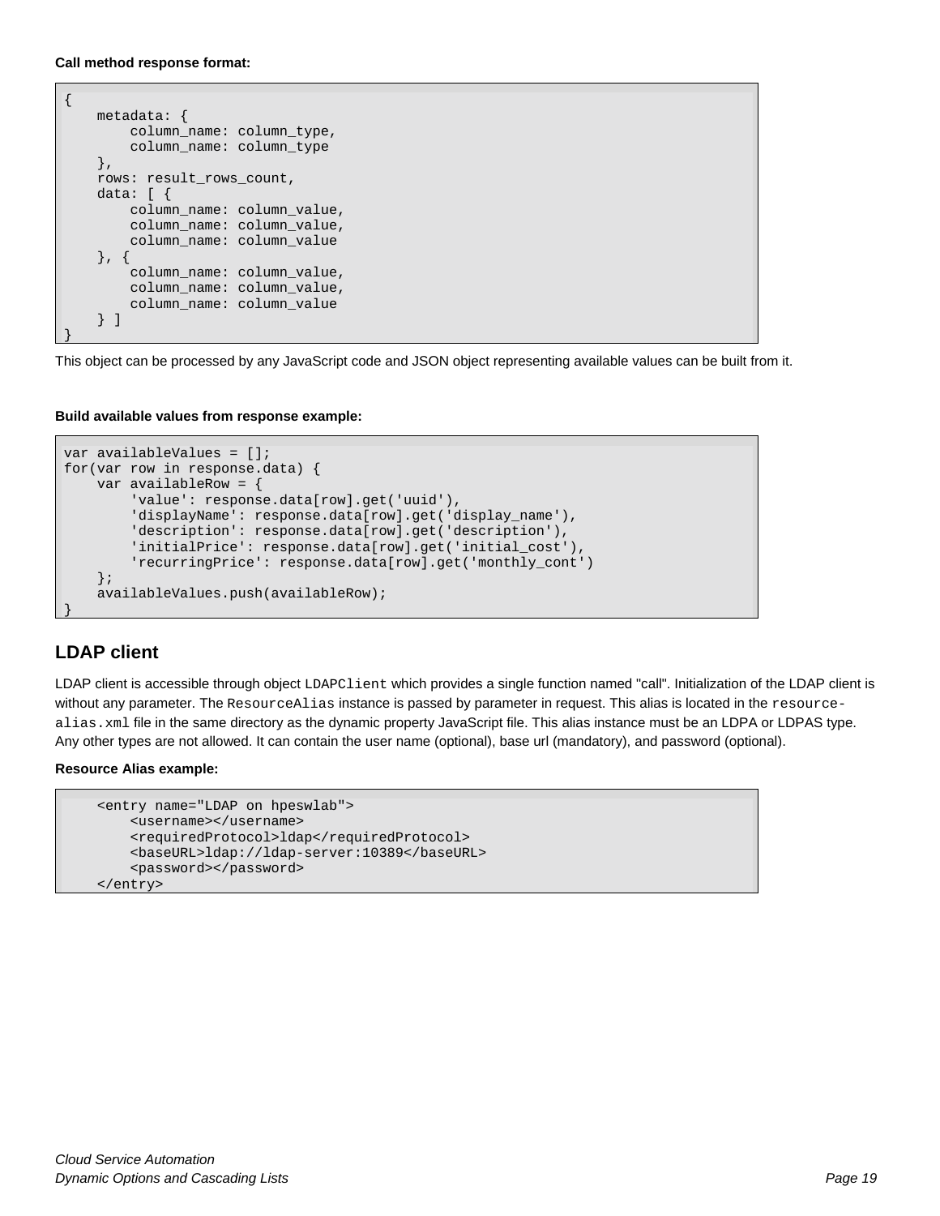**Call method response format:**

```
{
    metadata: {
        column_name: column_type,
        column_name: column_type
    },
    rows: result_rows_count,
    data: [ {
        column_name: column_value,
        column_name: column_value,
        column_name: column_value
    }, {
        column_name: column_value,
        column_name: column_value,
        column_name: column_value
    } ]
}
```

This object can be processed by any JavaScript code and JSON object representing available values can be built from it.

**Build available values from response example:**

```
var availableValues = [];
for(var row in response.data) {
    var availableRow = {
        'value': response.data[row].get('uuid'),
        'displayName': response.data[row].get('display_name'),
        'description': response.data[row].get('description'),
        'initialPrice': response.data[row].get('initial_cost'),
        'recurringPrice': response.data[row].get('monthly_cont')
    };
    availableValues.push(availableRow);
}
```

## LDAP client

LDAP client is accessible through object `LDAPClient` which provides a single function named "call". Initialization of the LDAP client is without any parameter. The `ResourceAlias` instance is passed by parameter in request. This alias is located in the `resource-alias.xml` file in the same directory as the dynamic property JavaScript file. This alias instance must be an LDPA or LDPAS type. Any other types are not allowed. It can contain the user name (optional), base url (mandatory), and password (optional).

**Resource Alias example:**

```
    <entry name="LDAP on hpeswlab">
        <username></username>
        <requiredProtocol>ldap</requiredProtocol>
        <baseURL>ldap://ldap-server:10389</baseURL>
        <password></password>
    </entry>
```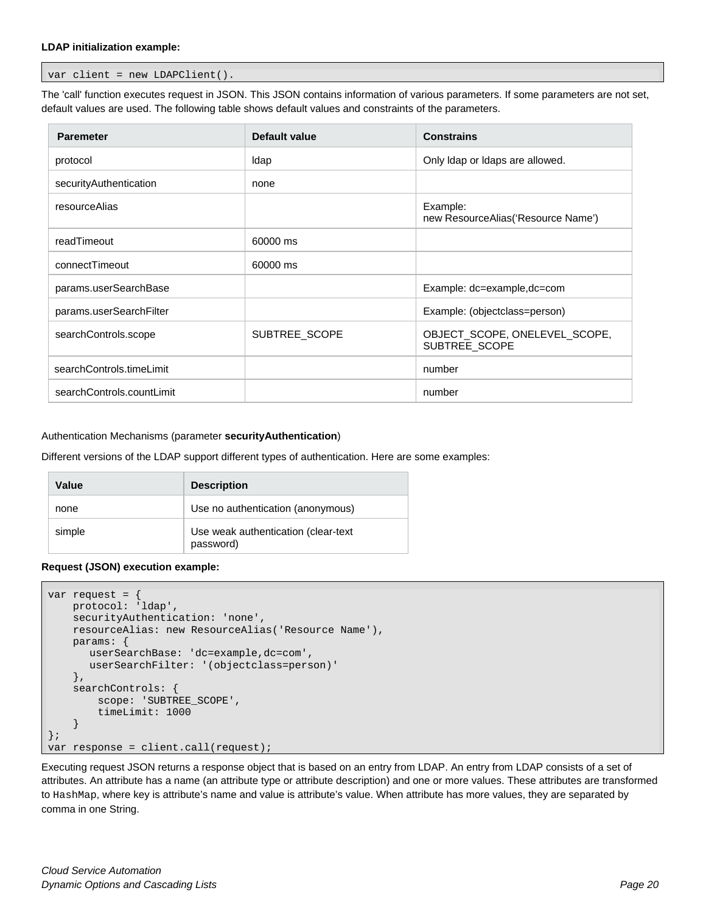**LDAP initialization example:**

```
var client = new LDAPClient().
```

The 'call' function executes request in JSON. This JSON contains information of various parameters. If some parameters are not set, default values are used. The following table shows default values and constraints of the parameters.

| Paremeter | Default value | Constrains |
|---|---|---|
| protocol | ldap | Only ldap or ldaps are allowed. |
| securityAuthentication | none | |
| resourceAlias | | Example:<br>new ResourceAlias('Resource Name') |
| readTimeout | 60000 ms | |
| connectTimeout | 60000 ms | |
| params.userSearchBase | | Example: dc=example,dc=com |
| params.userSearchFilter | | Example: (objectclass=person) |
| searchControls.scope | SUBTREE_SCOPE | OBJECT_SCOPE, ONELEVEL_SCOPE, SUBTREE_SCOPE |
| searchControls.timeLimit | | number |
| searchControls.countLimit | | number |

Authentication Mechanisms (parameter **securityAuthentication**)

Different versions of the LDAP support different types of authentication. Here are some examples:

| Value | Description |
|---|---|
| none | Use no authentication (anonymous) |
| simple | Use weak authentication (clear-text password) |

**Request (JSON) execution example:**

```
var request = {
    protocol: 'ldap',
    securityAuthentication: 'none',
    resourceAlias: new ResourceAlias('Resource Name'),
    params: {
       userSearchBase: 'dc=example,dc=com',
       userSearchFilter: '(objectclass=person)'
    },
    searchControls: {
        scope: 'SUBTREE_SCOPE',
        timeLimit: 1000
    }
};
var response = client.call(request);
```

Executing request JSON returns a response object that is based on an entry from LDAP. An entry from LDAP consists of a set of attributes. An attribute has a name (an attribute type or attribute description) and one or more values. These attributes are transformed to `HashMap`, where key is attribute's name and value is attribute's value. When attribute has more values, they are separated by comma in one String.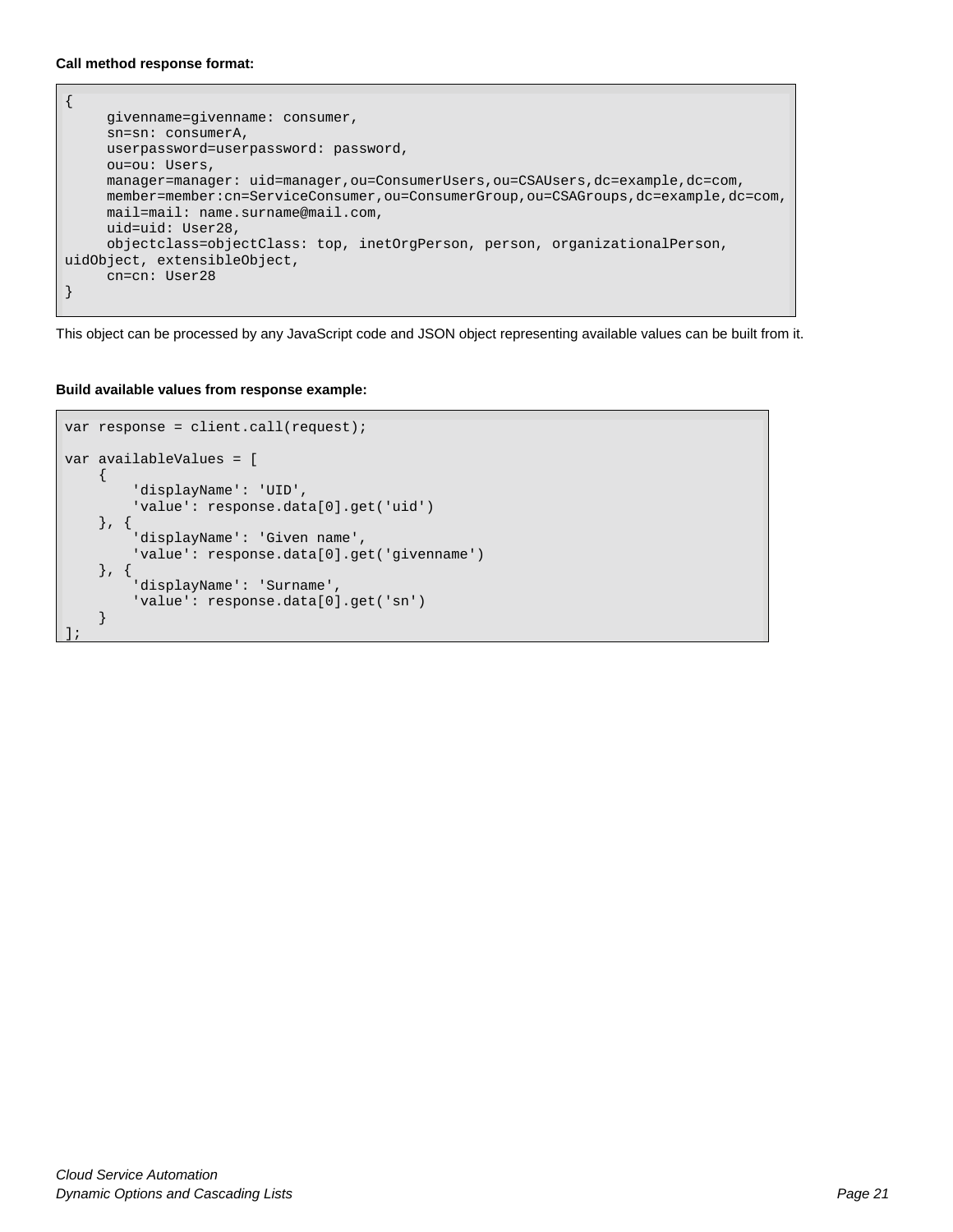**Call method response format:**

```
{
     givenname=givenname: consumer,
     sn=sn: consumerA,
     userpassword=userpassword: password,
     ou=ou: Users,
     manager=manager: uid=manager,ou=ConsumerUsers,ou=CSAUsers,dc=example,dc=com,
     member=member:cn=ServiceConsumer,ou=ConsumerGroup,ou=CSAGroups,dc=example,dc=com,
     mail=mail: name.surname@mail.com,
     uid=uid: User28,
     objectclass=objectClass: top, inetOrgPerson, person, organizationalPerson,
uidObject, extensibleObject,
     cn=cn: User28
}
```

This object can be processed by any JavaScript code and JSON object representing available values can be built from it.

**Build available values from response example:**

```
var response = client.call(request);

var availableValues = [
    {
        'displayName': 'UID',
        'value': response.data[0].get('uid')
    }, {
        'displayName': 'Given name',
        'value': response.data[0].get('givenname')
    }, {
        'displayName': 'Surname',
        'value': response.data[0].get('sn')
    }
];
```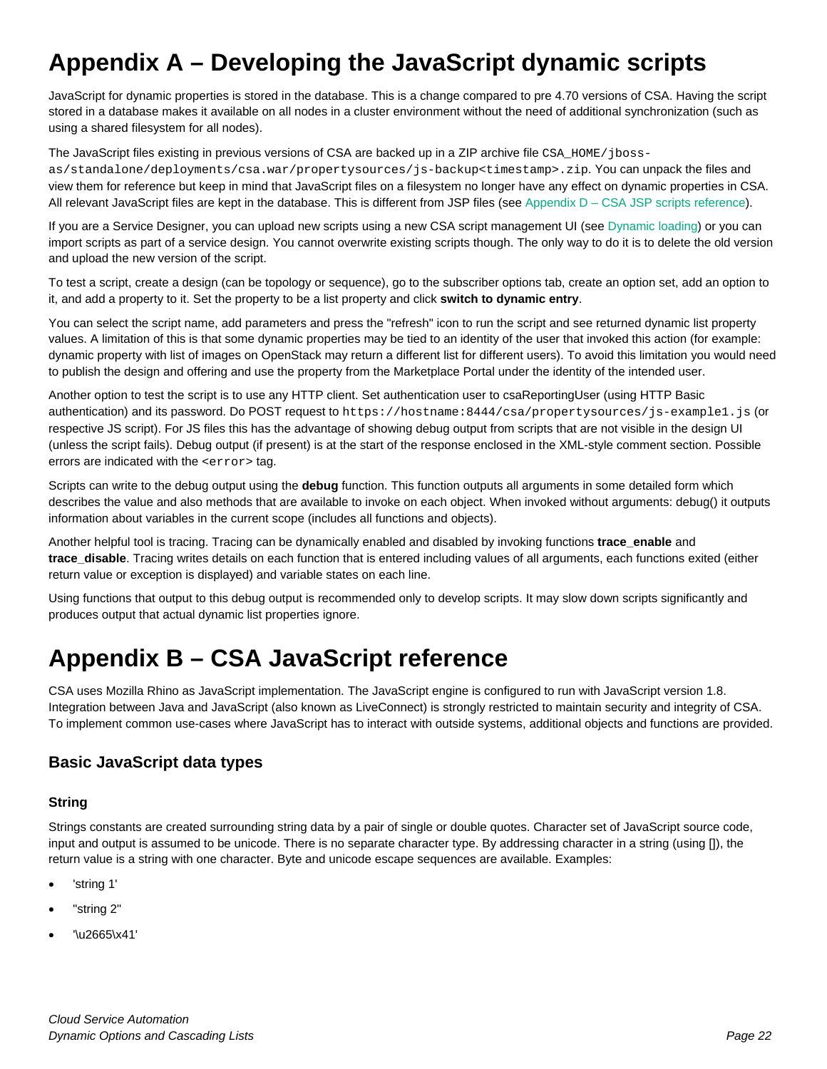# Appendix A – Developing the JavaScript dynamic scripts

JavaScript for dynamic properties is stored in the database. This is a change compared to pre 4.70 versions of CSA. Having the script stored in a database makes it available on all nodes in a cluster environment without the need of additional synchronization (such as using a shared filesystem for all nodes).

The JavaScript files existing in previous versions of CSA are backed up in a ZIP archive file `CSA_HOME/jboss-as/standalone/deployments/csa.war/propertysources/js-backup<timestamp>.zip`. You can unpack the files and view them for reference but keep in mind that JavaScript files on a filesystem no longer have any effect on dynamic properties in CSA. All relevant JavaScript files are kept in the database. This is different from JSP files (see Appendix D – CSA JSP scripts reference).

If you are a Service Designer, you can upload new scripts using a new CSA script management UI (see Dynamic loading) or you can import scripts as part of a service design. You cannot overwrite existing scripts though. The only way to do it is to delete the old version and upload the new version of the script.

To test a script, create a design (can be topology or sequence), go to the subscriber options tab, create an option set, add an option to it, and add a property to it. Set the property to be a list property and click **switch to dynamic entry**.

You can select the script name, add parameters and press the "refresh" icon to run the script and see returned dynamic list property values. A limitation of this is that some dynamic properties may be tied to an identity of the user that invoked this action (for example: dynamic property with list of images on OpenStack may return a different list for different users). To avoid this limitation you would need to publish the design and offering and use the property from the Marketplace Portal under the identity of the intended user.

Another option to test the script is to use any HTTP client. Set authentication user to csaReportingUser (using HTTP Basic authentication) and its password. Do POST request to `https://hostname:8444/csa/propertysources/js-example1.js` (or respective JS script). For JS files this has the advantage of showing debug output from scripts that are not visible in the design UI (unless the script fails). Debug output (if present) is at the start of the response enclosed in the XML-style comment section. Possible errors are indicated with the `<error>` tag.

Scripts can write to the debug output using the **debug** function. This function outputs all arguments in some detailed form which describes the value and also methods that are available to invoke on each object. When invoked without arguments: debug() it outputs information about variables in the current scope (includes all functions and objects).

Another helpful tool is tracing. Tracing can be dynamically enabled and disabled by invoking functions **trace_enable** and **trace_disable**. Tracing writes details on each function that is entered including values of all arguments, each functions exited (either return value or exception is displayed) and variable states on each line.

Using functions that output to this debug output is recommended only to develop scripts. It may slow down scripts significantly and produces output that actual dynamic list properties ignore.

# Appendix B – CSA JavaScript reference

CSA uses Mozilla Rhino as JavaScript implementation. The JavaScript engine is configured to run with JavaScript version 1.8. Integration between Java and JavaScript (also known as LiveConnect) is strongly restricted to maintain security and integrity of CSA. To implement common use-cases where JavaScript has to interact with outside systems, additional objects and functions are provided.

## Basic JavaScript data types

### String

Strings constants are created surrounding string data by a pair of single or double quotes. Character set of JavaScript source code, input and output is assumed to be unicode. There is no separate character type. By addressing character in a string (using []), the return value is a string with one character. Byte and unicode escape sequences are available. Examples:

- 'string 1'
- "string 2"
- '\u2665\x41'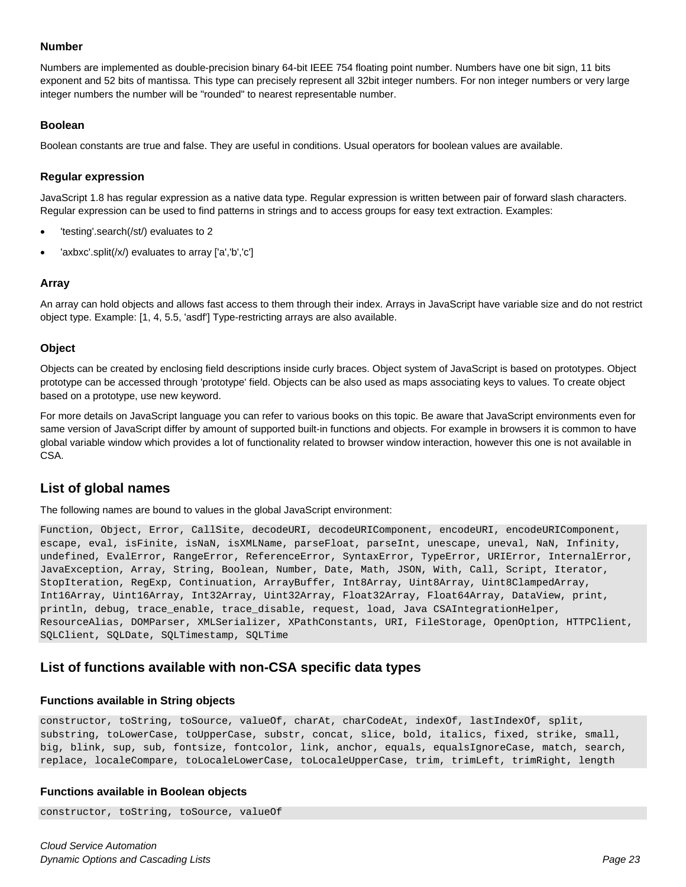### Number

Numbers are implemented as double-precision binary 64-bit IEEE 754 floating point number. Numbers have one bit sign, 11 bits exponent and 52 bits of mantissa. This type can precisely represent all 32bit integer numbers. For non integer numbers or very large integer numbers the number will be "rounded" to nearest representable number.

### Boolean

Boolean constants are true and false. They are useful in conditions. Usual operators for boolean values are available.

### Regular expression

JavaScript 1.8 has regular expression as a native data type. Regular expression is written between pair of forward slash characters. Regular expression can be used to find patterns in strings and to access groups for easy text extraction. Examples:

- 'testing'.search(/st/) evaluates to 2
- 'axbxc'.split(/x/) evaluates to array ['a','b','c']

### Array

An array can hold objects and allows fast access to them through their index. Arrays in JavaScript have variable size and do not restrict object type. Example: [1, 4, 5.5, 'asdf'] Type-restricting arrays are also available.

### Object

Objects can be created by enclosing field descriptions inside curly braces. Object system of JavaScript is based on prototypes. Object prototype can be accessed through 'prototype' field. Objects can be also used as maps associating keys to values. To create object based on a prototype, use new keyword.

For more details on JavaScript language you can refer to various books on this topic. Be aware that JavaScript environments even for same version of JavaScript differ by amount of supported built-in functions and objects. For example in browsers it is common to have global variable window which provides a lot of functionality related to browser window interaction, however this one is not available in CSA.

## List of global names

The following names are bound to values in the global JavaScript environment:

```
Function, Object, Error, CallSite, decodeURI, decodeURIComponent, encodeURI, encodeURIComponent,
escape, eval, isFinite, isNaN, isXMLName, parseFloat, parseInt, unescape, uneval, NaN, Infinity,
undefined, EvalError, RangeError, ReferenceError, SyntaxError, TypeError, URIError, InternalError,
JavaException, Array, String, Boolean, Number, Date, Math, JSON, With, Call, Script, Iterator,
StopIteration, RegExp, Continuation, ArrayBuffer, Int8Array, Uint8Array, Uint8ClampedArray,
Int16Array, Uint16Array, Int32Array, Uint32Array, Float32Array, Float64Array, DataView, print,
println, debug, trace_enable, trace_disable, request, load, Java CSAIntegrationHelper,
ResourceAlias, DOMParser, XMLSerializer, XPathConstants, URI, FileStorage, OpenOption, HTTPClient,
SQLClient, SQLDate, SQLTimestamp, SQLTime
```

## List of functions available with non-CSA specific data types

### Functions available in String objects

```
constructor, toString, toSource, valueOf, charAt, charCodeAt, indexOf, lastIndexOf, split,
substring, toLowerCase, toUpperCase, substr, concat, slice, bold, italics, fixed, strike, small,
big, blink, sup, sub, fontsize, fontcolor, link, anchor, equals, equalsIgnoreCase, match, search,
replace, localeCompare, toLocaleLowerCase, toLocaleUpperCase, trim, trimLeft, trimRight, length
```

### Functions available in Boolean objects

```
constructor, toString, toSource, valueOf
```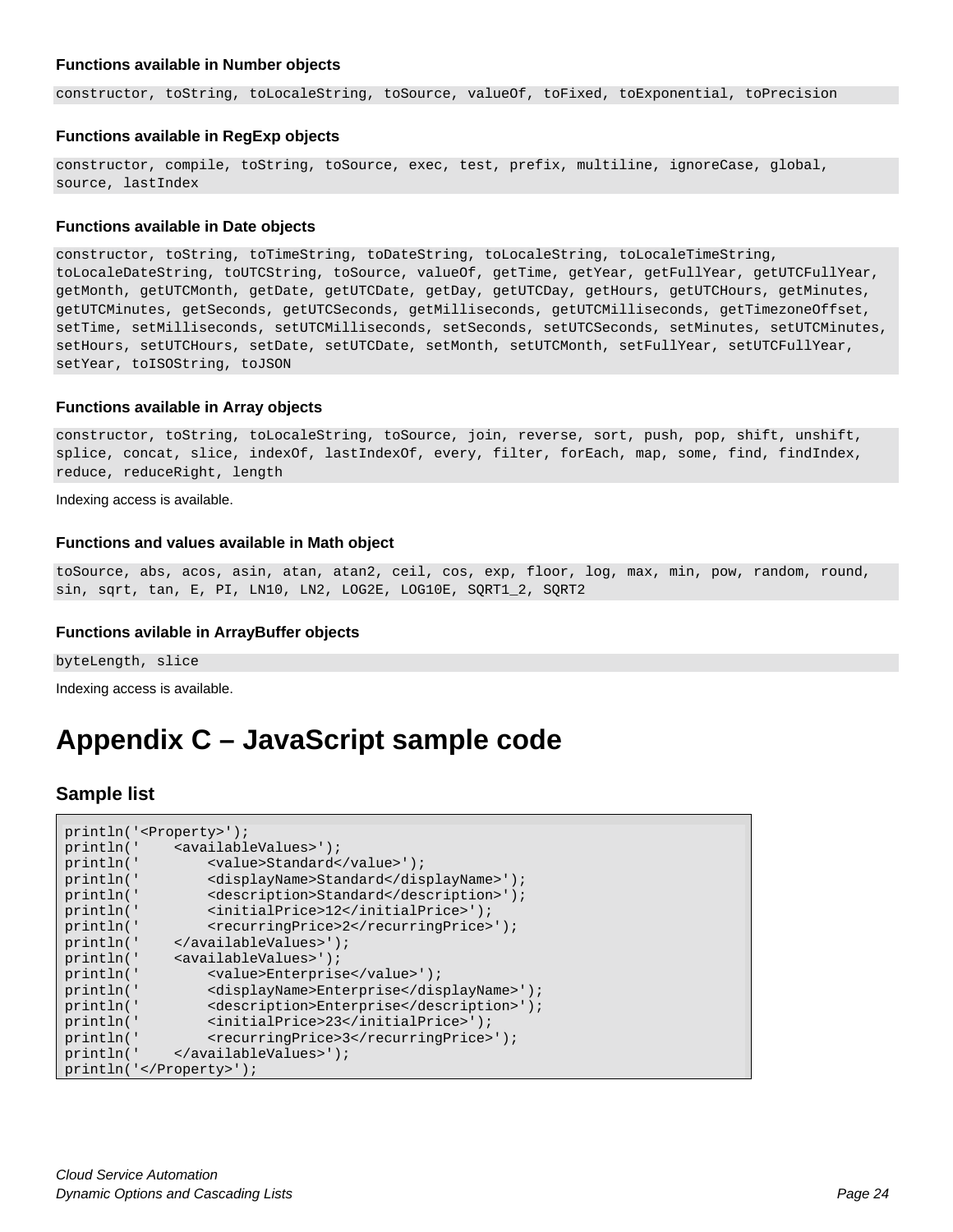#### Functions available in Number objects

```
constructor, toString, toLocaleString, toSource, valueOf, toFixed, toExponential, toPrecision
```

#### Functions available in RegExp objects

```
constructor, compile, toString, toSource, exec, test, prefix, multiline, ignoreCase, global,
source, lastIndex
```

#### Functions available in Date objects

```
constructor, toString, toTimeString, toDateString, toLocaleString, toLocaleTimeString,
toLocaleDateString, toUTCString, toSource, valueOf, getTime, getYear, getFullYear, getUTCFullYear,
getMonth, getUTCMonth, getDate, getUTCDate, getDay, getUTCDay, getHours, getUTCHours, getMinutes,
getUTCMinutes, getSeconds, getUTCSeconds, getMilliseconds, getUTCMilliseconds, getTimezoneOffset,
setTime, setMilliseconds, setUTCMilliseconds, setSeconds, setUTCSeconds, setMinutes, setUTCMinutes,
setHours, setUTCHours, setDate, setUTCDate, setMonth, setUTCMonth, setFullYear, setUTCFullYear,
setYear, toISOString, toJSON
```

#### Functions available in Array objects

```
constructor, toString, toLocaleString, toSource, join, reverse, sort, push, pop, shift, unshift,
splice, concat, slice, indexOf, lastIndexOf, every, filter, forEach, map, some, find, findIndex,
reduce, reduceRight, length
```

Indexing access is available.

#### Functions and values available in Math object

```
toSource, abs, acos, asin, atan, atan2, ceil, cos, exp, floor, log, max, min, pow, random, round,
sin, sqrt, tan, E, PI, LN10, LN2, LOG2E, LOG10E, SQRT1_2, SQRT2
```

#### Functions avilable in ArrayBuffer objects

```
byteLength, slice
```

Indexing access is available.

# Appendix C – JavaScript sample code

## Sample list

```
println('<Property>');
println('    <availableValues>');
println('        <value>Standard</value>');
println('        <displayName>Standard</displayName>');
println('        <description>Standard</description>');
println('        <initialPrice>12</initialPrice>');
println('        <recurringPrice>2</recurringPrice>');
println('    </availableValues>');
println('    <availableValues>');
println('        <value>Enterprise</value>');
println('        <displayName>Enterprise</displayName>');
println('        <description>Enterprise</description>');
println('        <initialPrice>23</initialPrice>');
println('        <recurringPrice>3</recurringPrice>');
println('    </availableValues>');
println('</Property>');
```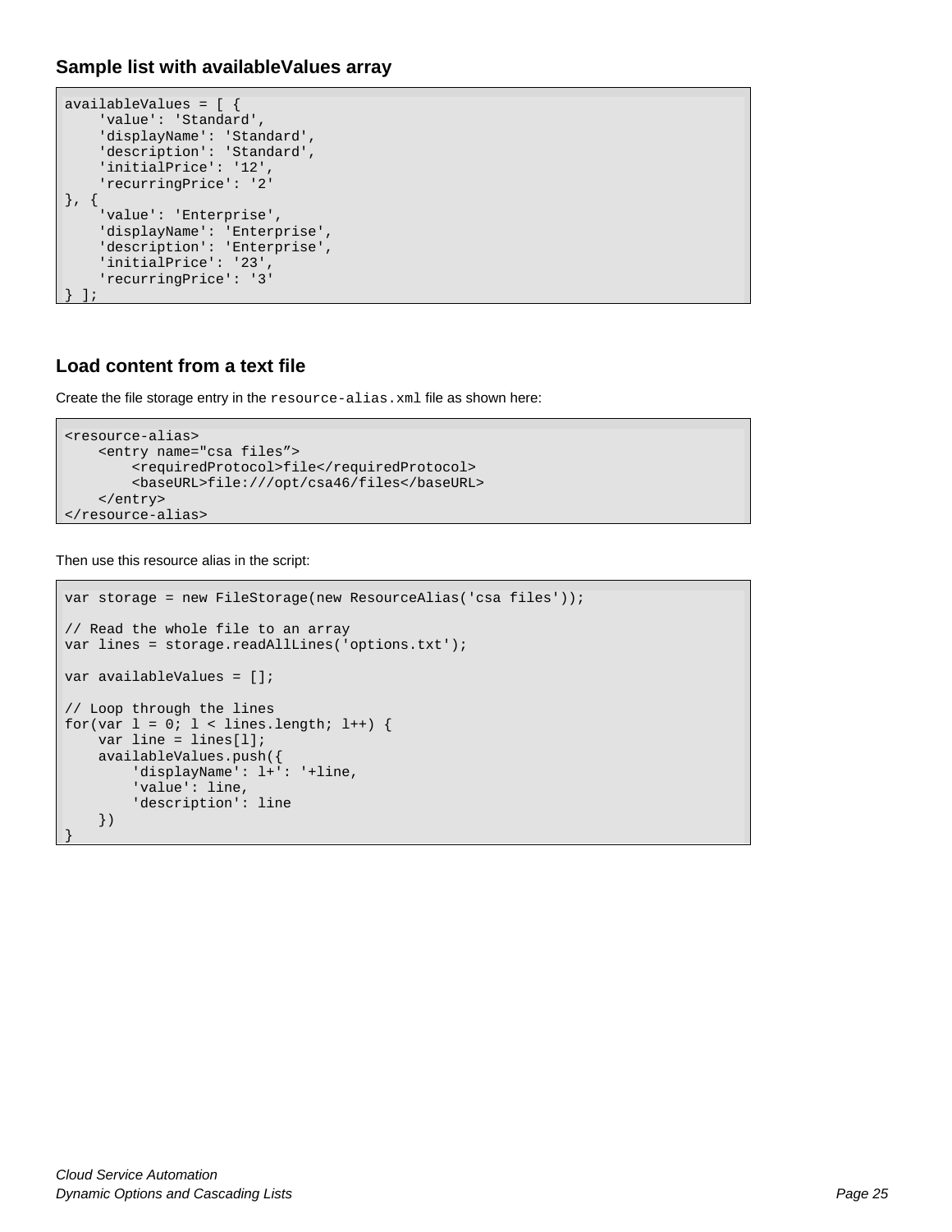### Sample list with availableValues array

```
availableValues = [ {
    'value': 'Standard',
    'displayName': 'Standard',
    'description': 'Standard',
    'initialPrice': '12',
    'recurringPrice': '2'
}, {
    'value': 'Enterprise',
    'displayName': 'Enterprise',
    'description': 'Enterprise',
    'initialPrice': '23',
    'recurringPrice': '3'
} ];
```

### Load content from a text file

Create the file storage entry in the `resource-alias.xml` file as shown here:

```
<resource-alias>
    <entry name="csa files”>
        <requiredProtocol>file</requiredProtocol>
        <baseURL>file:///opt/csa46/files</baseURL>
    </entry>
</resource-alias>
```

Then use this resource alias in the script:

```
var storage = new FileStorage(new ResourceAlias('csa files'));

// Read the whole file to an array
var lines = storage.readAllLines('options.txt');

var availableValues = [];

// Loop through the lines
for(var l = 0; l < lines.length; l++) {
    var line = lines[l];
    availableValues.push({
        'displayName': l+': '+line,
        'value': line,
        'description': line
    })
}
```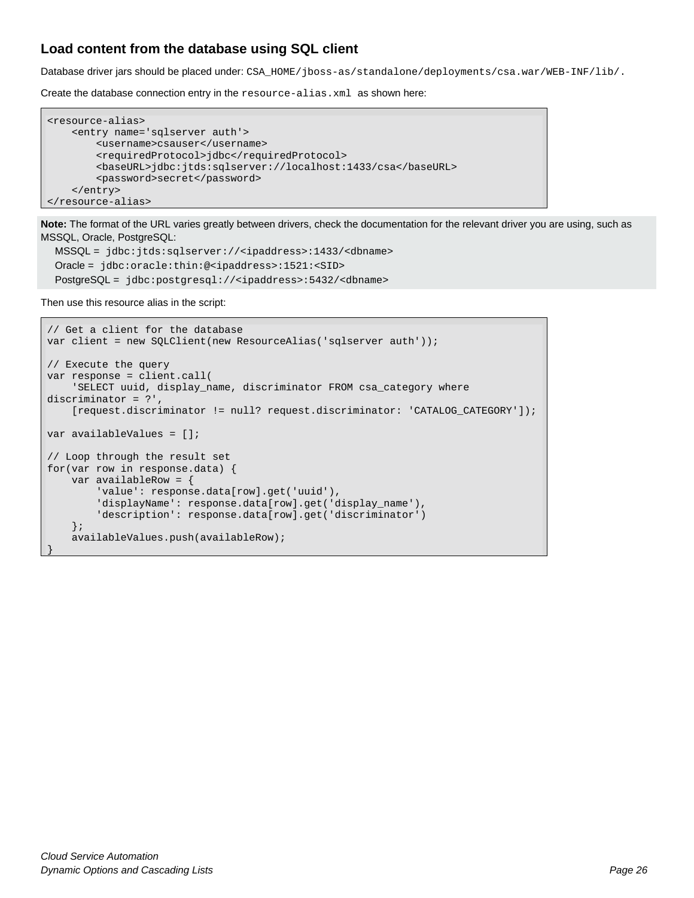### Load content from the database using SQL client

Database driver jars should be placed under: `CSA_HOME/jboss-as/standalone/deployments/csa.war/WEB-INF/lib/`.

Create the database connection entry in the `resource-alias.xml` as shown here:

```
<resource-alias>
    <entry name='sqlserver auth'>
        <username>csauser</username>
        <requiredProtocol>jdbc</requiredProtocol>
        <baseURL>jdbc:jtds:sqlserver://localhost:1433/csa</baseURL>
        <password>secret</password>
    </entry>
</resource-alias>
```

**Note:** The format of the URL varies greatly between drivers, check the documentation for the relevant driver you are using, such as MSSQL, Oracle, PostgreSQL:

MSSQL = `jdbc:jtds:sqlserver://<ipaddress>:1433/<dbname>`

Oracle = `jdbc:oracle:thin:@<ipaddress>:1521:<SID>`

PostgreSQL = `jdbc:postgresql://<ipaddress>:5432/<dbname>`

Then use this resource alias in the script:

```
// Get a client for the database
var client = new SQLClient(new ResourceAlias('sqlserver auth'));

// Execute the query
var response = client.call(
    'SELECT uuid, display_name, discriminator FROM csa_category where
discriminator = ?',
    [request.discriminator != null? request.discriminator: 'CATALOG_CATEGORY']);

var availableValues = [];

// Loop through the result set
for(var row in response.data) {
    var availableRow = {
        'value': response.data[row].get('uuid'),
        'displayName': response.data[row].get('display_name'),
        'description': response.data[row].get('discriminator')
    };
    availableValues.push(availableRow);
}
```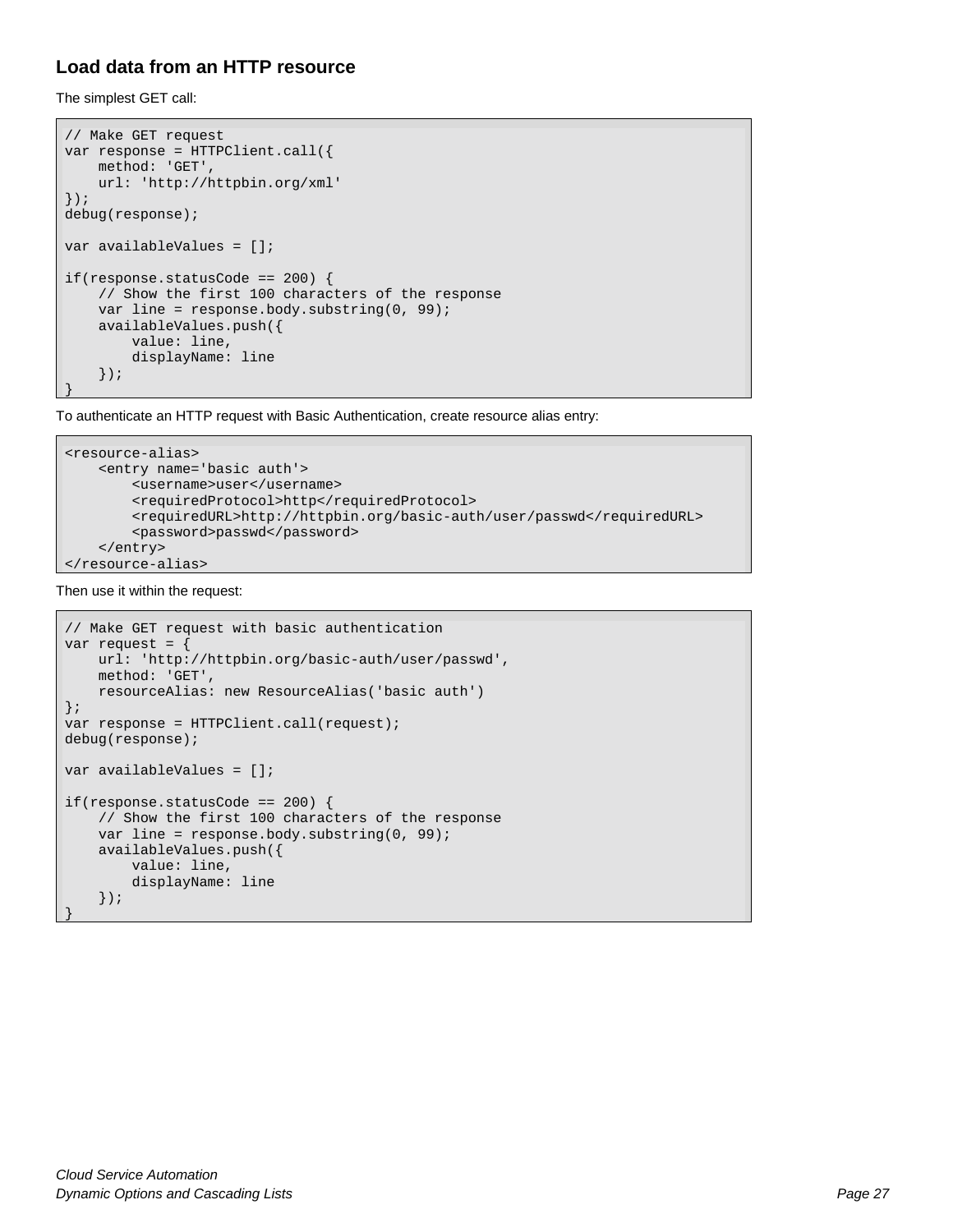## Load data from an HTTP resource

The simplest GET call:

```
// Make GET request
var response = HTTPClient.call({
    method: 'GET',
    url: 'http://httpbin.org/xml'
});
debug(response);

var availableValues = [];

if(response.statusCode == 200) {
    // Show the first 100 characters of the response
    var line = response.body.substring(0, 99);
    availableValues.push({
        value: line,
        displayName: line
    });
}
```

To authenticate an HTTP request with Basic Authentication, create resource alias entry:

```
<resource-alias>
    <entry name='basic auth'>
        <username>user</username>
        <requiredProtocol>http</requiredProtocol>
        <requiredURL>http://httpbin.org/basic-auth/user/passwd</requiredURL>
        <password>passwd</password>
    </entry>
</resource-alias>
```

Then use it within the request:

```
// Make GET request with basic authentication
var request = {
    url: 'http://httpbin.org/basic-auth/user/passwd',
    method: 'GET',
    resourceAlias: new ResourceAlias('basic auth')
};
var response = HTTPClient.call(request);
debug(response);

var availableValues = [];

if(response.statusCode == 200) {
    // Show the first 100 characters of the response
    var line = response.body.substring(0, 99);
    availableValues.push({
        value: line,
        displayName: line
    });
}
```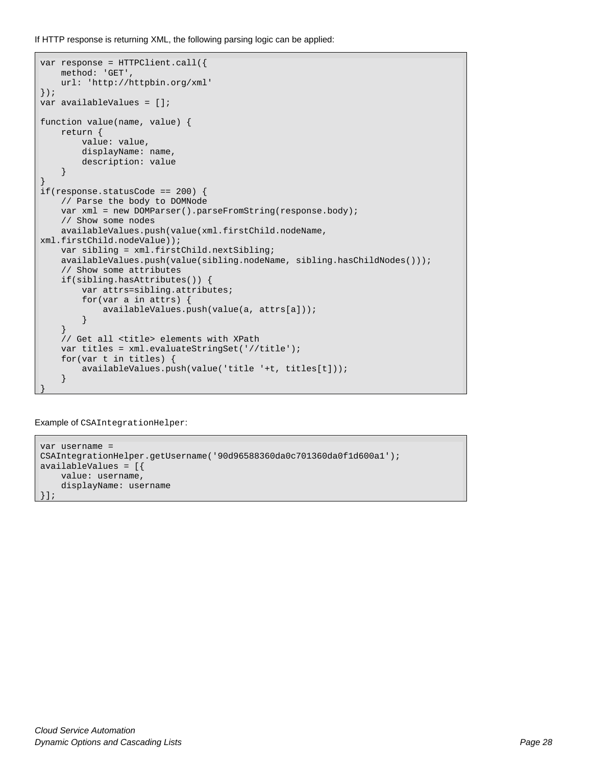If HTTP response is returning XML, the following parsing logic can be applied:

```
var response = HTTPClient.call({
    method: 'GET',
    url: 'http://httpbin.org/xml'
});
var availableValues = [];

function value(name, value) {
    return {
        value: value,
        displayName: name,
        description: value
    }
}
if(response.statusCode == 200) {
    // Parse the body to DOMNode
    var xml = new DOMParser().parseFromString(response.body);
    // Show some nodes
    availableValues.push(value(xml.firstChild.nodeName,
xml.firstChild.nodeValue));
    var sibling = xml.firstChild.nextSibling;
    availableValues.push(value(sibling.nodeName, sibling.hasChildNodes()));
    // Show some attributes
    if(sibling.hasAttributes()) {
        var attrs=sibling.attributes;
        for(var a in attrs) {
            availableValues.push(value(a, attrs[a]));
        }
    }
    // Get all <title> elements with XPath
    var titles = xml.evaluateStringSet('//title');
    for(var t in titles) {
        availableValues.push(value('title '+t, titles[t]));
    }
}
```

Example of `CSAIntegrationHelper`:

```
var username =
CSAIntegrationHelper.getUsername('90d96588360da0c701360da0f1d600a1');
availableValues = [{
    value: username,
    displayName: username
}];
```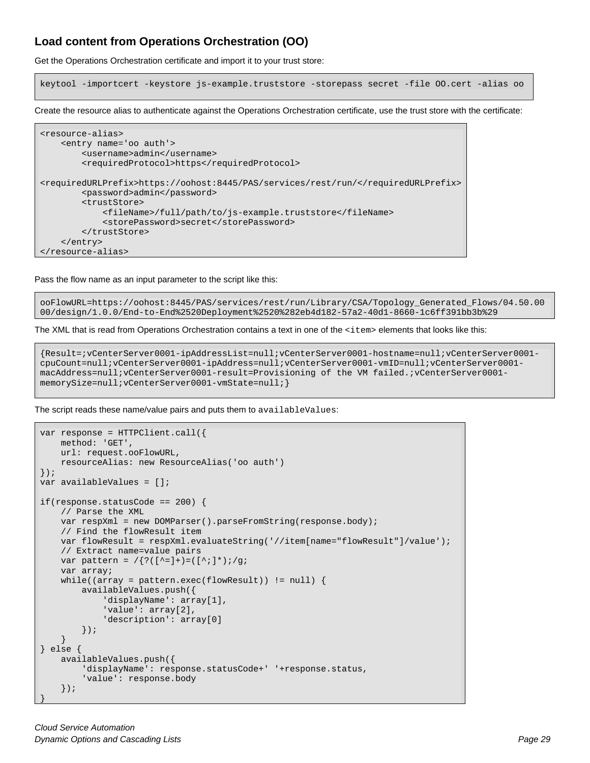### Load content from Operations Orchestration (OO)

Get the Operations Orchestration certificate and import it to your trust store:

```
keytool -importcert -keystore js-example.truststore -storepass secret -file OO.cert -alias oo
```

Create the resource alias to authenticate against the Operations Orchestration certificate, use the trust store with the certificate:

```
<resource-alias>
    <entry name='oo auth'>
        <username>admin</username>
        <requiredProtocol>https</requiredProtocol>

<requiredURLPrefix>https://oohost:8445/PAS/services/rest/run/</requiredURLPrefix>
        <password>admin</password>
        <trustStore>
            <fileName>/full/path/to/js-example.truststore</fileName>
            <storePassword>secret</storePassword>
        </trustStore>
    </entry>
</resource-alias>
```

Pass the flow name as an input parameter to the script like this:

```
ooFlowURL=https://oohost:8445/PAS/services/rest/run/Library/CSA/Topology_Generated_Flows/04.50.00
00/design/1.0.0/End-to-End%2520Deployment%2520%282eb4d182-57a2-40d1-8660-1c6ff391bb3b%29
```

The XML that is read from Operations Orchestration contains a text in one of the `<item>` elements that looks like this:

```
{Result=;vCenterServer0001-ipAddressList=null;vCenterServer0001-hostname=null;vCenterServer0001-
cpuCount=null;vCenterServer0001-ipAddress=null;vCenterServer0001-vmID=null;vCenterServer0001-
macAddress=null;vCenterServer0001-result=Provisioning of the VM failed.;vCenterServer0001-
memorySize=null;vCenterServer0001-vmState=null;}
```

The script reads these name/value pairs and puts them to `availableValues`:

```
var response = HTTPClient.call({
    method: 'GET',
    url: request.ooFlowURL,
    resourceAlias: new ResourceAlias('oo auth')
});
var availableValues = [];

if(response.statusCode == 200) {
    // Parse the XML
    var respXml = new DOMParser().parseFromString(response.body);
    // Find the flowResult item
    var flowResult = respXml.evaluateString('//item[name="flowResult"]/value');
    // Extract name=value pairs
    var pattern = /{?([^=]+)=([^;]*);/g;
    var array;
    while((array = pattern.exec(flowResult)) != null) {
        availableValues.push({
            'displayName': array[1],
            'value': array[2],
            'description': array[0]
        });
    }
} else {
    availableValues.push({
        'displayName': response.statusCode+' '+response.status,
        'value': response.body
    });
}
```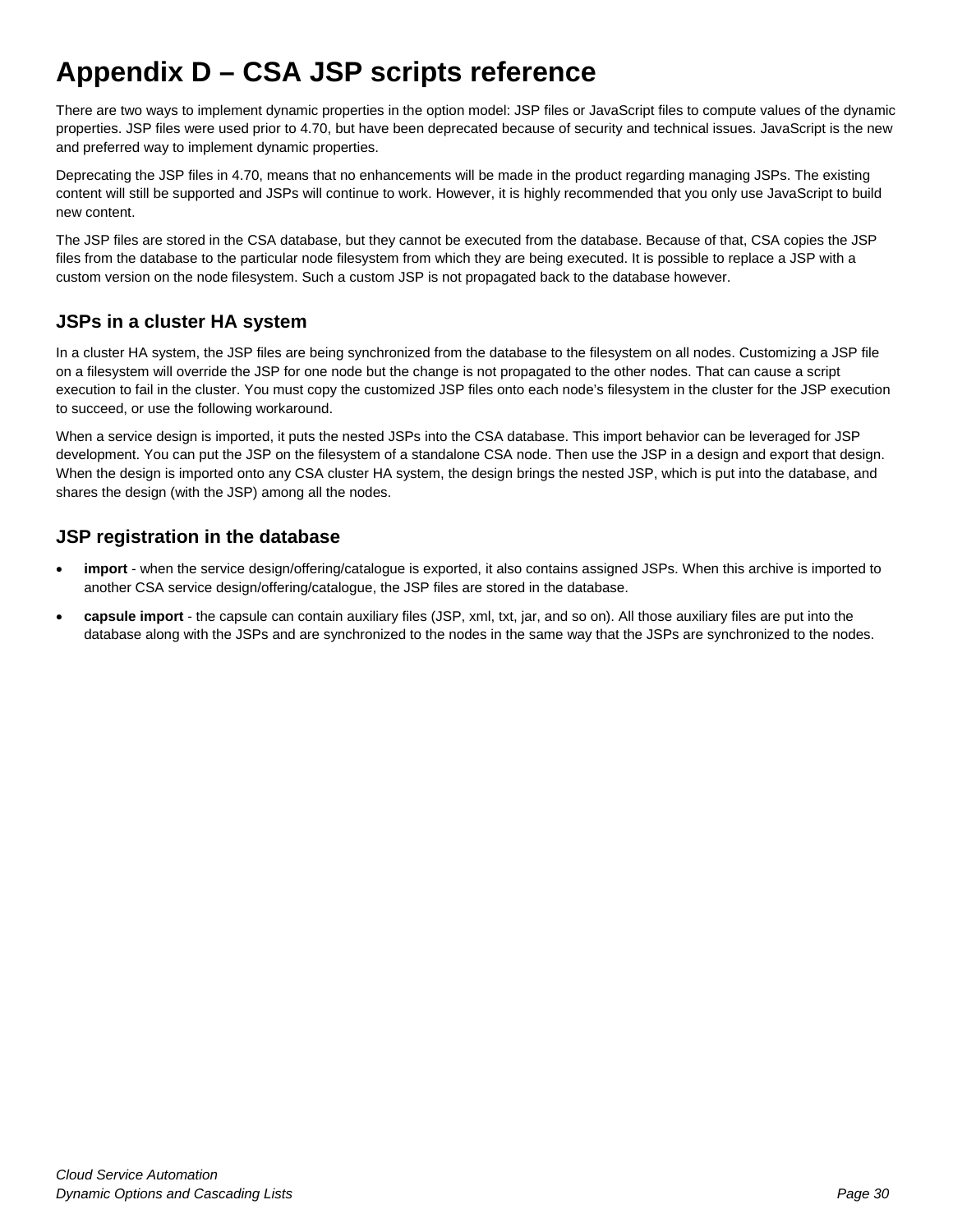# Appendix D – CSA JSP scripts reference

There are two ways to implement dynamic properties in the option model: JSP files or JavaScript files to compute values of the dynamic properties. JSP files were used prior to 4.70, but have been deprecated because of security and technical issues. JavaScript is the new and preferred way to implement dynamic properties.

Deprecating the JSP files in 4.70, means that no enhancements will be made in the product regarding managing JSPs. The existing content will still be supported and JSPs will continue to work. However, it is highly recommended that you only use JavaScript to build new content.

The JSP files are stored in the CSA database, but they cannot be executed from the database. Because of that, CSA copies the JSP files from the database to the particular node filesystem from which they are being executed. It is possible to replace a JSP with a custom version on the node filesystem. Such a custom JSP is not propagated back to the database however.

## JSPs in a cluster HA system

In a cluster HA system, the JSP files are being synchronized from the database to the filesystem on all nodes. Customizing a JSP file on a filesystem will override the JSP for one node but the change is not propagated to the other nodes. That can cause a script execution to fail in the cluster. You must copy the customized JSP files onto each node's filesystem in the cluster for the JSP execution to succeed, or use the following workaround.

When a service design is imported, it puts the nested JSPs into the CSA database. This import behavior can be leveraged for JSP development. You can put the JSP on the filesystem of a standalone CSA node. Then use the JSP in a design and export that design. When the design is imported onto any CSA cluster HA system, the design brings the nested JSP, which is put into the database, and shares the design (with the JSP) among all the nodes.

## JSP registration in the database

- **import** - when the service design/offering/catalogue is exported, it also contains assigned JSPs. When this archive is imported to another CSA service design/offering/catalogue, the JSP files are stored in the database.
- **capsule import** - the capsule can contain auxiliary files (JSP, xml, txt, jar, and so on). All those auxiliary files are put into the database along with the JSPs and are synchronized to the nodes in the same way that the JSPs are synchronized to the nodes.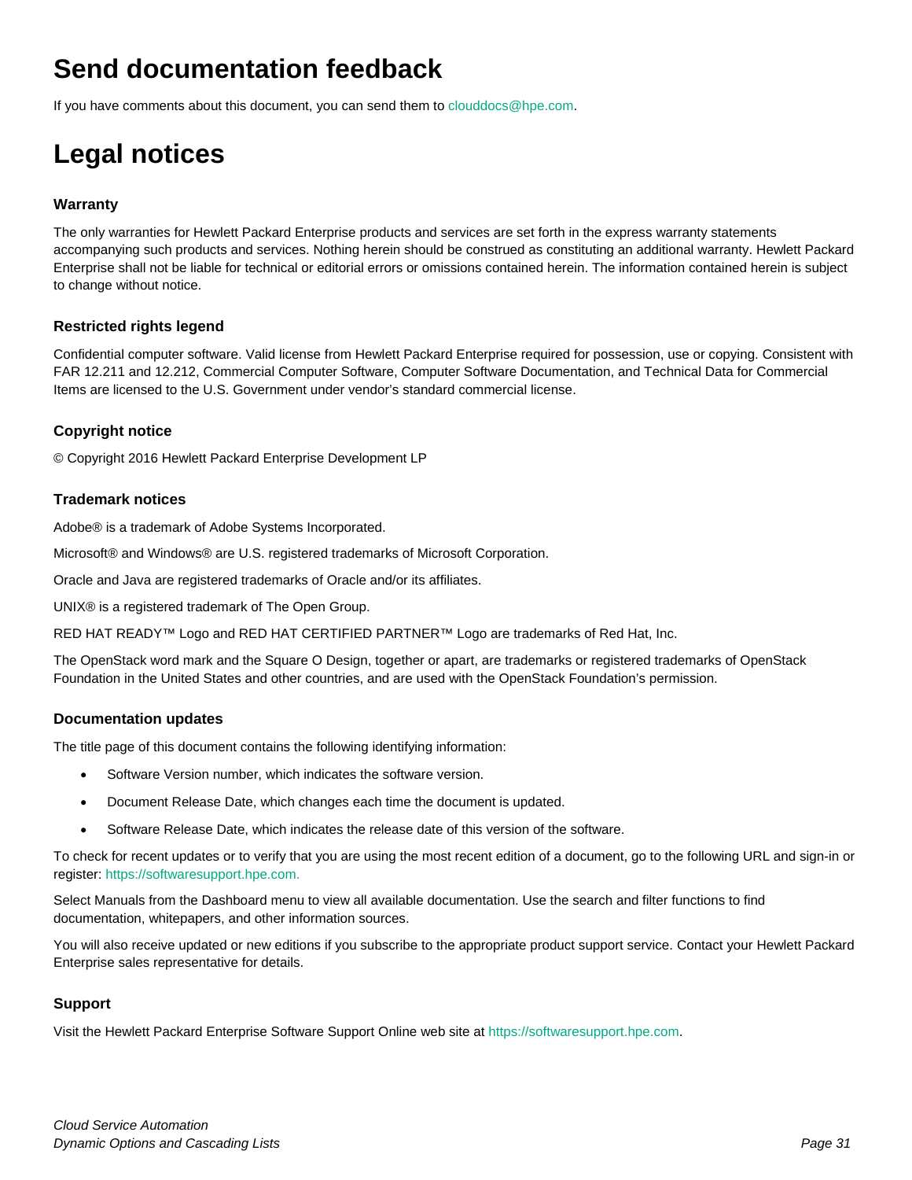# Send documentation feedback

If you have comments about this document, you can send them to clouddocs@hpe.com.

# Legal notices

### Warranty

The only warranties for Hewlett Packard Enterprise products and services are set forth in the express warranty statements accompanying such products and services. Nothing herein should be construed as constituting an additional warranty. Hewlett Packard Enterprise shall not be liable for technical or editorial errors or omissions contained herein. The information contained herein is subject to change without notice.

### Restricted rights legend

Confidential computer software. Valid license from Hewlett Packard Enterprise required for possession, use or copying. Consistent with FAR 12.211 and 12.212, Commercial Computer Software, Computer Software Documentation, and Technical Data for Commercial Items are licensed to the U.S. Government under vendor's standard commercial license.

### Copyright notice

© Copyright 2016 Hewlett Packard Enterprise Development LP

### Trademark notices

Adobe® is a trademark of Adobe Systems Incorporated.

Microsoft® and Windows® are U.S. registered trademarks of Microsoft Corporation.

Oracle and Java are registered trademarks of Oracle and/or its affiliates.

UNIX® is a registered trademark of The Open Group.

RED HAT READY™ Logo and RED HAT CERTIFIED PARTNER™ Logo are trademarks of Red Hat, Inc.

The OpenStack word mark and the Square O Design, together or apart, are trademarks or registered trademarks of OpenStack Foundation in the United States and other countries, and are used with the OpenStack Foundation's permission.

### Documentation updates

The title page of this document contains the following identifying information:

- Software Version number, which indicates the software version.
- Document Release Date, which changes each time the document is updated.
- Software Release Date, which indicates the release date of this version of the software.

To check for recent updates or to verify that you are using the most recent edition of a document, go to the following URL and sign-in or register: https://softwaresupport.hpe.com.

Select Manuals from the Dashboard menu to view all available documentation. Use the search and filter functions to find documentation, whitepapers, and other information sources.

You will also receive updated or new editions if you subscribe to the appropriate product support service. Contact your Hewlett Packard Enterprise sales representative for details.

### Support

Visit the Hewlett Packard Enterprise Software Support Online web site at https://softwaresupport.hpe.com.